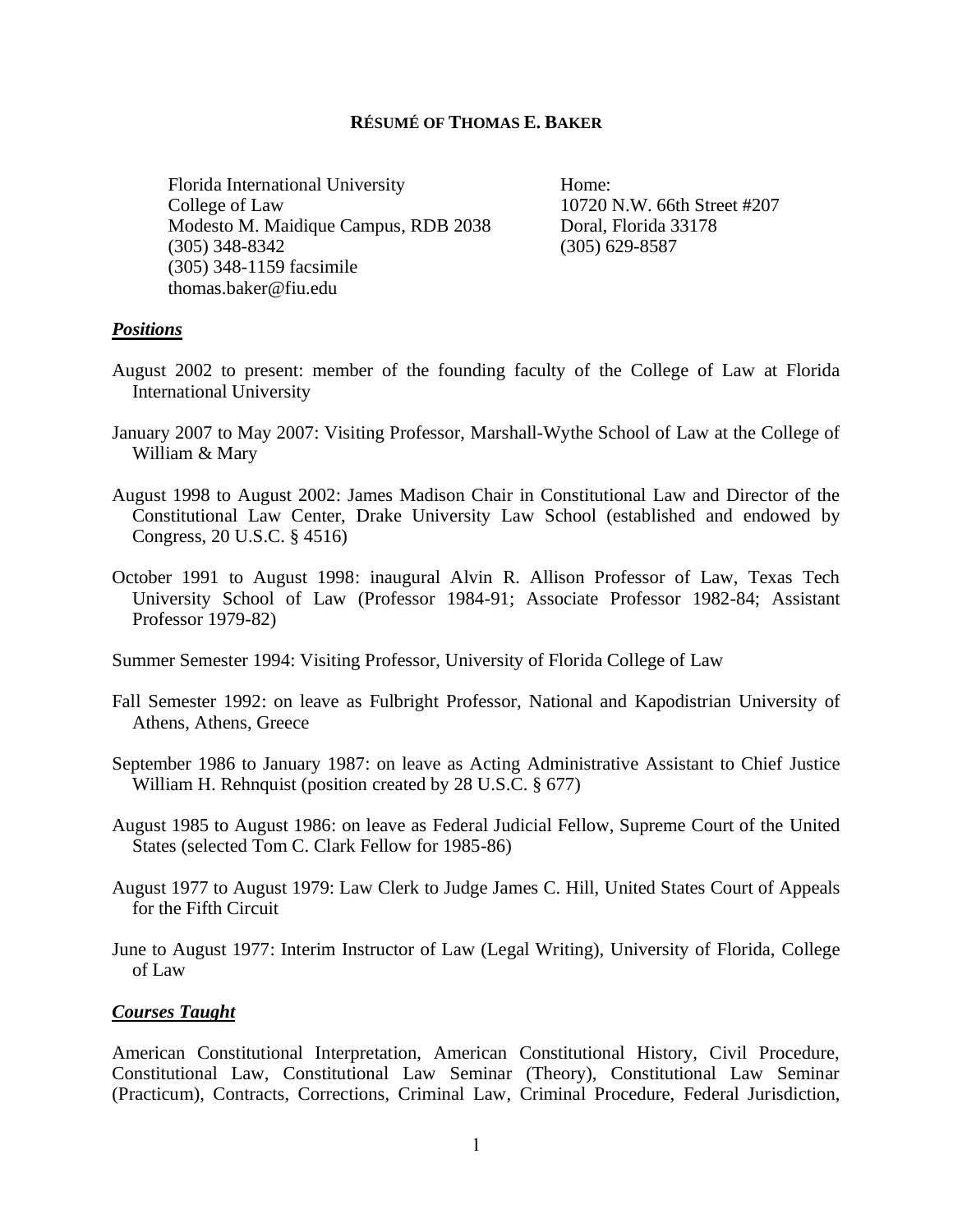# RÉSUMÉ OF THOMAS E. BAKER

Florida International University
College of Law
Modesto M. Maidique Campus, RDB 2038
(305) 348-8342
(305) 348-1159 facsimile
thomas.baker@fiu.edu

Home:
10720 N.W. 66th Street #207
Doral, Florida 33178
(305) 629-8587

## ***Positions***

August 2002 to present: member of the founding faculty of the College of Law at Florida International University

January 2007 to May 2007: Visiting Professor, Marshall-Wythe School of Law at the College of William & Mary

August 1998 to August 2002: James Madison Chair in Constitutional Law and Director of the Constitutional Law Center, Drake University Law School (established and endowed by Congress, 20 U.S.C. § 4516)

October 1991 to August 1998: inaugural Alvin R. Allison Professor of Law, Texas Tech University School of Law (Professor 1984-91; Associate Professor 1982-84; Assistant Professor 1979-82)

Summer Semester 1994: Visiting Professor, University of Florida College of Law

Fall Semester 1992: on leave as Fulbright Professor, National and Kapodistrian University of Athens, Athens, Greece

September 1986 to January 1987: on leave as Acting Administrative Assistant to Chief Justice William H. Rehnquist (position created by 28 U.S.C. § 677)

August 1985 to August 1986: on leave as Federal Judicial Fellow, Supreme Court of the United States (selected Tom C. Clark Fellow for 1985-86)

August 1977 to August 1979: Law Clerk to Judge James C. Hill, United States Court of Appeals for the Fifth Circuit

June to August 1977: Interim Instructor of Law (Legal Writing), University of Florida, College of Law

## ***Courses Taught***

American Constitutional Interpretation, American Constitutional History, Civil Procedure, Constitutional Law, Constitutional Law Seminar (Theory), Constitutional Law Seminar (Practicum), Contracts, Corrections, Criminal Law, Criminal Procedure, Federal Jurisdiction,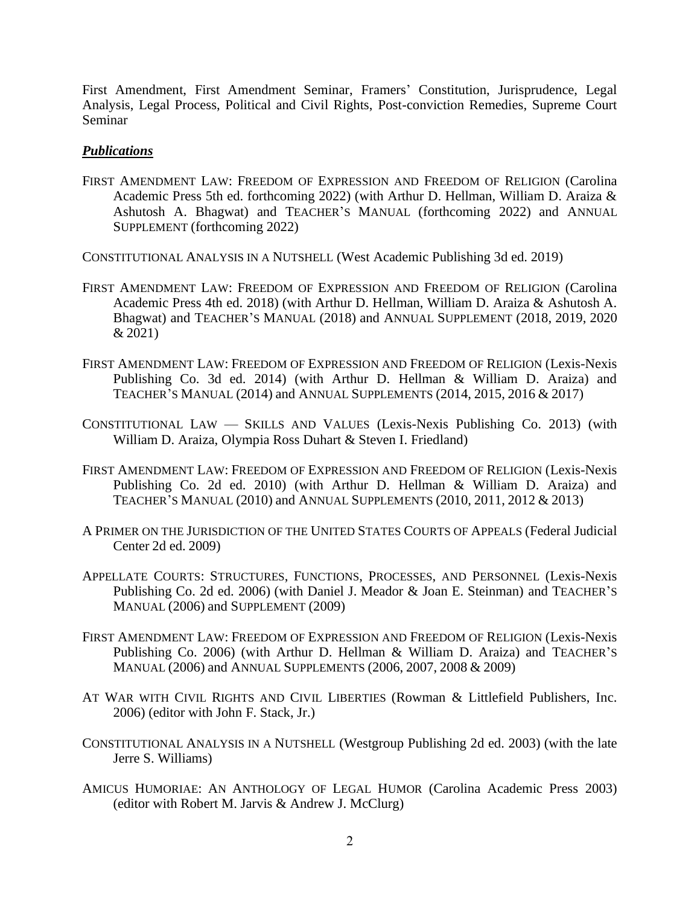First Amendment, First Amendment Seminar, Framers' Constitution, Jurisprudence, Legal Analysis, Legal Process, Political and Civil Rights, Post-conviction Remedies, Supreme Court Seminar

### ***Publications***

FIRST AMENDMENT LAW: FREEDOM OF EXPRESSION AND FREEDOM OF RELIGION (Carolina Academic Press 5th ed. forthcoming 2022) (with Arthur D. Hellman, William D. Araiza & Ashutosh A. Bhagwat) and TEACHER'S MANUAL (forthcoming 2022) and ANNUAL SUPPLEMENT (forthcoming 2022)

CONSTITUTIONAL ANALYSIS IN A NUTSHELL (West Academic Publishing 3d ed. 2019)

FIRST AMENDMENT LAW: FREEDOM OF EXPRESSION AND FREEDOM OF RELIGION (Carolina Academic Press 4th ed. 2018) (with Arthur D. Hellman, William D. Araiza & Ashutosh A. Bhagwat) and TEACHER'S MANUAL (2018) and ANNUAL SUPPLEMENT (2018, 2019, 2020 & 2021)

FIRST AMENDMENT LAW: FREEDOM OF EXPRESSION AND FREEDOM OF RELIGION (Lexis-Nexis Publishing Co. 3d ed. 2014) (with Arthur D. Hellman & William D. Araiza) and TEACHER'S MANUAL (2014) and ANNUAL SUPPLEMENTS (2014, 2015, 2016 & 2017)

CONSTITUTIONAL LAW — SKILLS AND VALUES (Lexis-Nexis Publishing Co. 2013) (with William D. Araiza, Olympia Ross Duhart & Steven I. Friedland)

FIRST AMENDMENT LAW: FREEDOM OF EXPRESSION AND FREEDOM OF RELIGION (Lexis-Nexis Publishing Co. 2d ed. 2010) (with Arthur D. Hellman & William D. Araiza) and TEACHER'S MANUAL (2010) and ANNUAL SUPPLEMENTS (2010, 2011, 2012 & 2013)

A PRIMER ON THE JURISDICTION OF THE UNITED STATES COURTS OF APPEALS (Federal Judicial Center 2d ed. 2009)

APPELLATE COURTS: STRUCTURES, FUNCTIONS, PROCESSES, AND PERSONNEL (Lexis-Nexis Publishing Co. 2d ed. 2006) (with Daniel J. Meador & Joan E. Steinman) and TEACHER'S MANUAL (2006) and SUPPLEMENT (2009)

FIRST AMENDMENT LAW: FREEDOM OF EXPRESSION AND FREEDOM OF RELIGION (Lexis-Nexis Publishing Co. 2006) (with Arthur D. Hellman & William D. Araiza) and TEACHER'S MANUAL (2006) and ANNUAL SUPPLEMENTS (2006, 2007, 2008 & 2009)

AT WAR WITH CIVIL RIGHTS AND CIVIL LIBERTIES (Rowman & Littlefield Publishers, Inc. 2006) (editor with John F. Stack, Jr.)

CONSTITUTIONAL ANALYSIS IN A NUTSHELL (Westgroup Publishing 2d ed. 2003) (with the late Jerre S. Williams)

AMICUS HUMORIAE: AN ANTHOLOGY OF LEGAL HUMOR (Carolina Academic Press 2003) (editor with Robert M. Jarvis & Andrew J. McClurg)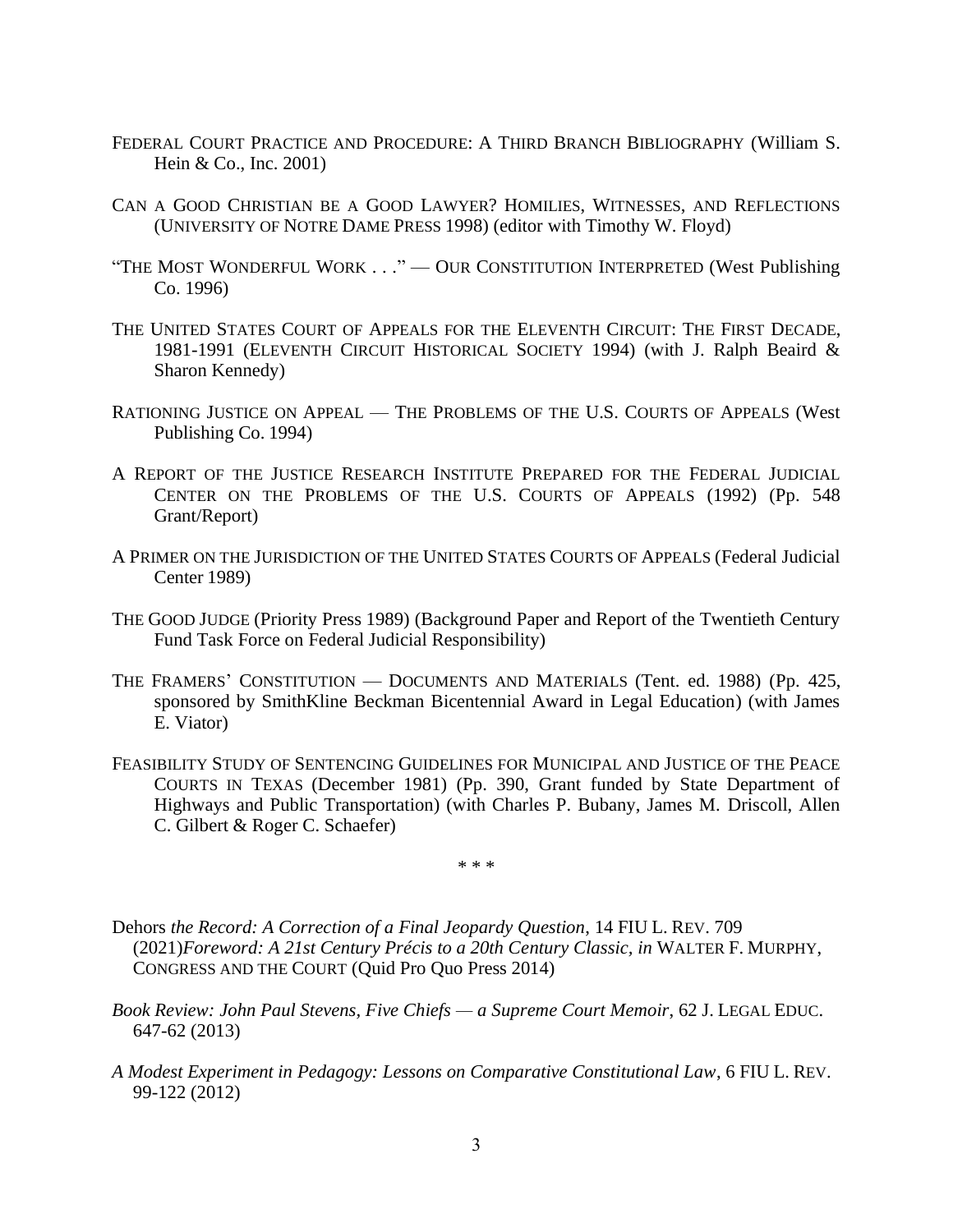FEDERAL COURT PRACTICE AND PROCEDURE: A THIRD BRANCH BIBLIOGRAPHY (William S. Hein & Co., Inc. 2001)

CAN A GOOD CHRISTIAN BE A GOOD LAWYER? HOMILIES, WITNESSES, AND REFLECTIONS (UNIVERSITY OF NOTRE DAME PRESS 1998) (editor with Timothy W. Floyd)

"THE MOST WONDERFUL WORK . . ." — OUR CONSTITUTION INTERPRETED (West Publishing Co. 1996)

THE UNITED STATES COURT OF APPEALS FOR THE ELEVENTH CIRCUIT: THE FIRST DECADE, 1981-1991 (ELEVENTH CIRCUIT HISTORICAL SOCIETY 1994) (with J. Ralph Beaird & Sharon Kennedy)

RATIONING JUSTICE ON APPEAL — THE PROBLEMS OF THE U.S. COURTS OF APPEALS (West Publishing Co. 1994)

A REPORT OF THE JUSTICE RESEARCH INSTITUTE PREPARED FOR THE FEDERAL JUDICIAL CENTER ON THE PROBLEMS OF THE U.S. COURTS OF APPEALS (1992) (Pp. 548 Grant/Report)

A PRIMER ON THE JURISDICTION OF THE UNITED STATES COURTS OF APPEALS (Federal Judicial Center 1989)

THE GOOD JUDGE (Priority Press 1989) (Background Paper and Report of the Twentieth Century Fund Task Force on Federal Judicial Responsibility)

THE FRAMERS' CONSTITUTION — DOCUMENTS AND MATERIALS (Tent. ed. 1988) (Pp. 425, sponsored by SmithKline Beckman Bicentennial Award in Legal Education) (with James E. Viator)

FEASIBILITY STUDY OF SENTENCING GUIDELINES FOR MUNICIPAL AND JUSTICE OF THE PEACE COURTS IN TEXAS (December 1981) (Pp. 390, Grant funded by State Department of Highways and Public Transportation) (with Charles P. Bubany, James M. Driscoll, Allen C. Gilbert & Roger C. Schaefer)

* * *

Dehors *the Record: A Correction of a Final Jeopardy Question*, 14 FIU L. REV. 709 (2021)*Foreword: A 21st Century Précis to a 20th Century Classic, in* WALTER F. MURPHY, CONGRESS AND THE COURT (Quid Pro Quo Press 2014)

*Book Review: John Paul Stevens, Five Chiefs — a Supreme Court Memoir*, 62 J. LEGAL EDUC. 647-62 (2013)

*A Modest Experiment in Pedagogy: Lessons on Comparative Constitutional Law*, 6 FIU L. REV. 99-122 (2012)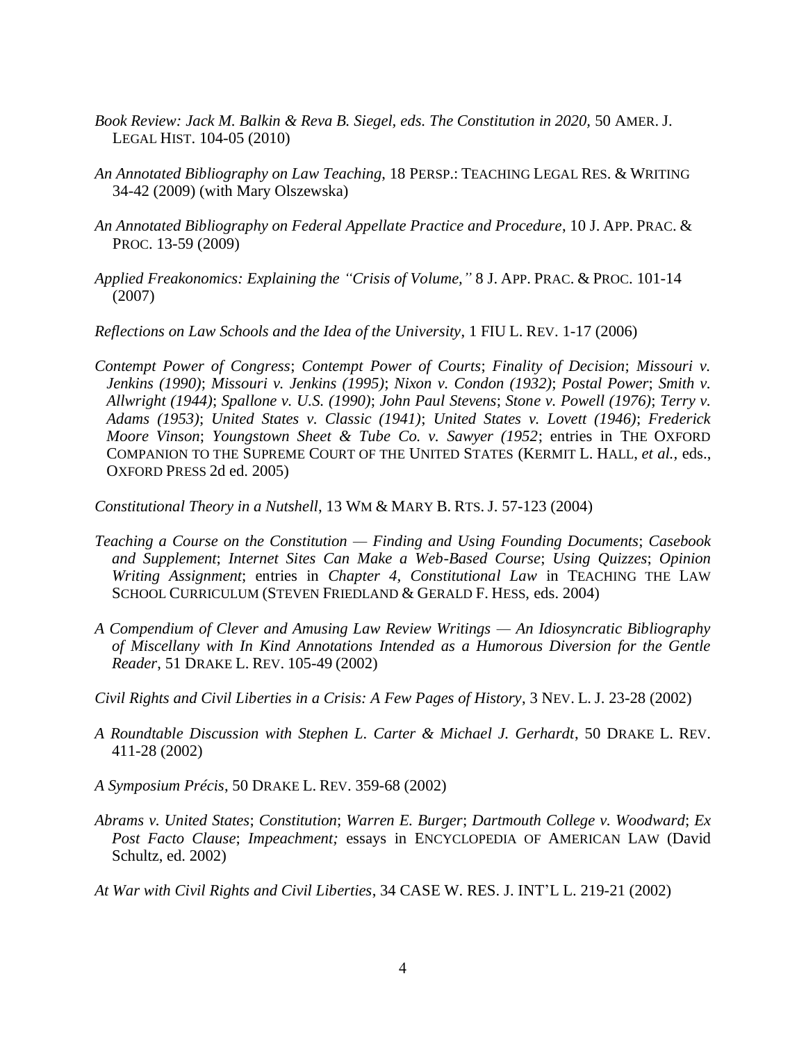*Book Review: Jack M. Balkin & Reva B. Siegel, eds. The Constitution in 2020*, 50 AMER. J. LEGAL HIST. 104-05 (2010)

*An Annotated Bibliography on Law Teaching*, 18 PERSP.: TEACHING LEGAL RES. & WRITING 34-42 (2009) (with Mary Olszewska)

*An Annotated Bibliography on Federal Appellate Practice and Procedure*, 10 J. APP. PRAC. & PROC. 13-59 (2009)

*Applied Freakonomics: Explaining the "Crisis of Volume,"* 8 J. APP. PRAC. & PROC. 101-14 (2007)

*Reflections on Law Schools and the Idea of the University*, 1 FIU L. REV. 1-17 (2006)

*Contempt Power of Congress*; *Contempt Power of Courts*; *Finality of Decision*; *Missouri v. Jenkins (1990)*; *Missouri v. Jenkins (1995)*; *Nixon v. Condon (1932)*; *Postal Power*; *Smith v. Allwright (1944)*; *Spallone v. U.S. (1990)*; *John Paul Stevens*; *Stone v. Powell (1976)*; *Terry v. Adams (1953)*; *United States v. Classic (1941)*; *United States v. Lovett (1946)*; *Frederick Moore Vinson*; *Youngstown Sheet & Tube Co. v. Sawyer (1952*; entries in THE OXFORD COMPANION TO THE SUPREME COURT OF THE UNITED STATES (KERMIT L. HALL, *et al.*, eds., OXFORD PRESS 2d ed. 2005)

*Constitutional Theory in a Nutshell*, 13 WM & MARY B. RTS. J. 57-123 (2004)

*Teaching a Course on the Constitution — Finding and Using Founding Documents*; *Casebook and Supplement*; *Internet Sites Can Make a Web-Based Course*; *Using Quizzes*; *Opinion Writing Assignment*; entries in *Chapter 4, Constitutional Law* in TEACHING THE LAW SCHOOL CURRICULUM (STEVEN FRIEDLAND & GERALD F. HESS, eds. 2004)

*A Compendium of Clever and Amusing Law Review Writings — An Idiosyncratic Bibliography of Miscellany with In Kind Annotations Intended as a Humorous Diversion for the Gentle Reader*, 51 DRAKE L. REV. 105-49 (2002)

*Civil Rights and Civil Liberties in a Crisis: A Few Pages of History*, 3 NEV. L. J. 23-28 (2002)

*A Roundtable Discussion with Stephen L. Carter & Michael J. Gerhardt*, 50 DRAKE L. REV. 411-28 (2002)

*A Symposium Précis*, 50 DRAKE L. REV. 359-68 (2002)

*Abrams v. United States*; *Constitution*; *Warren E. Burger*; *Dartmouth College v. Woodward*; *Ex Post Facto Clause*; *Impeachment;* essays in ENCYCLOPEDIA OF AMERICAN LAW (David Schultz, ed. 2002)

*At War with Civil Rights and Civil Liberties*, 34 CASE W. RES. J. INT'L L. 219-21 (2002)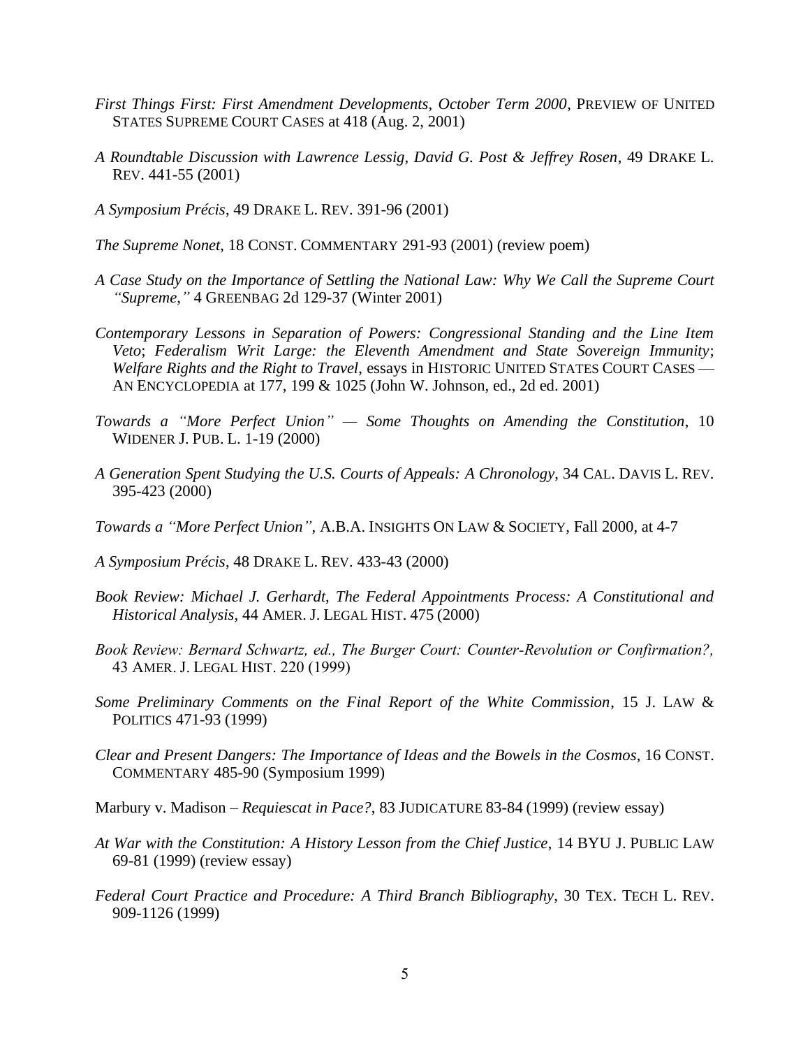*First Things First: First Amendment Developments, October Term 2000*, PREVIEW OF UNITED STATES SUPREME COURT CASES at 418 (Aug. 2, 2001)

*A Roundtable Discussion with Lawrence Lessig, David G. Post & Jeffrey Rosen*, 49 DRAKE L. REV. 441-55 (2001)

*A Symposium Précis*, 49 DRAKE L. REV. 391-96 (2001)

*The Supreme Nonet*, 18 CONST. COMMENTARY 291-93 (2001) (review poem)

*A Case Study on the Importance of Settling the National Law: Why We Call the Supreme Court "Supreme,"* 4 GREENBAG 2d 129-37 (Winter 2001)

*Contemporary Lessons in Separation of Powers: Congressional Standing and the Line Item Veto*; *Federalism Writ Large: the Eleventh Amendment and State Sovereign Immunity*; *Welfare Rights and the Right to Travel*, essays in HISTORIC UNITED STATES COURT CASES — AN ENCYCLOPEDIA at 177, 199 & 1025 (John W. Johnson, ed., 2d ed. 2001)

*Towards a "More Perfect Union" — Some Thoughts on Amending the Constitution*, 10 WIDENER J. PUB. L. 1-19 (2000)

*A Generation Spent Studying the U.S. Courts of Appeals: A Chronology*, 34 CAL. DAVIS L. REV. 395-423 (2000)

*Towards a "More Perfect Union"*, A.B.A. INSIGHTS ON LAW & SOCIETY, Fall 2000, at 4-7

*A Symposium Précis*, 48 DRAKE L. REV. 433-43 (2000)

*Book Review: Michael J. Gerhardt, The Federal Appointments Process: A Constitutional and Historical Analysis*, 44 AMER. J. LEGAL HIST. 475 (2000)

*Book Review: Bernard Schwartz, ed., The Burger Court: Counter-Revolution or Confirmation?,* 43 AMER. J. LEGAL HIST. 220 (1999)

*Some Preliminary Comments on the Final Report of the White Commission*, 15 J. LAW & POLITICS 471-93 (1999)

*Clear and Present Dangers: The Importance of Ideas and the Bowels in the Cosmos*, 16 CONST. COMMENTARY 485-90 (Symposium 1999)

Marbury v. Madison – *Requiescat in Pace?*, 83 JUDICATURE 83-84 (1999) (review essay)

*At War with the Constitution: A History Lesson from the Chief Justice*, 14 BYU J. PUBLIC LAW 69-81 (1999) (review essay)

*Federal Court Practice and Procedure: A Third Branch Bibliography*, 30 TEX. TECH L. REV. 909-1126 (1999)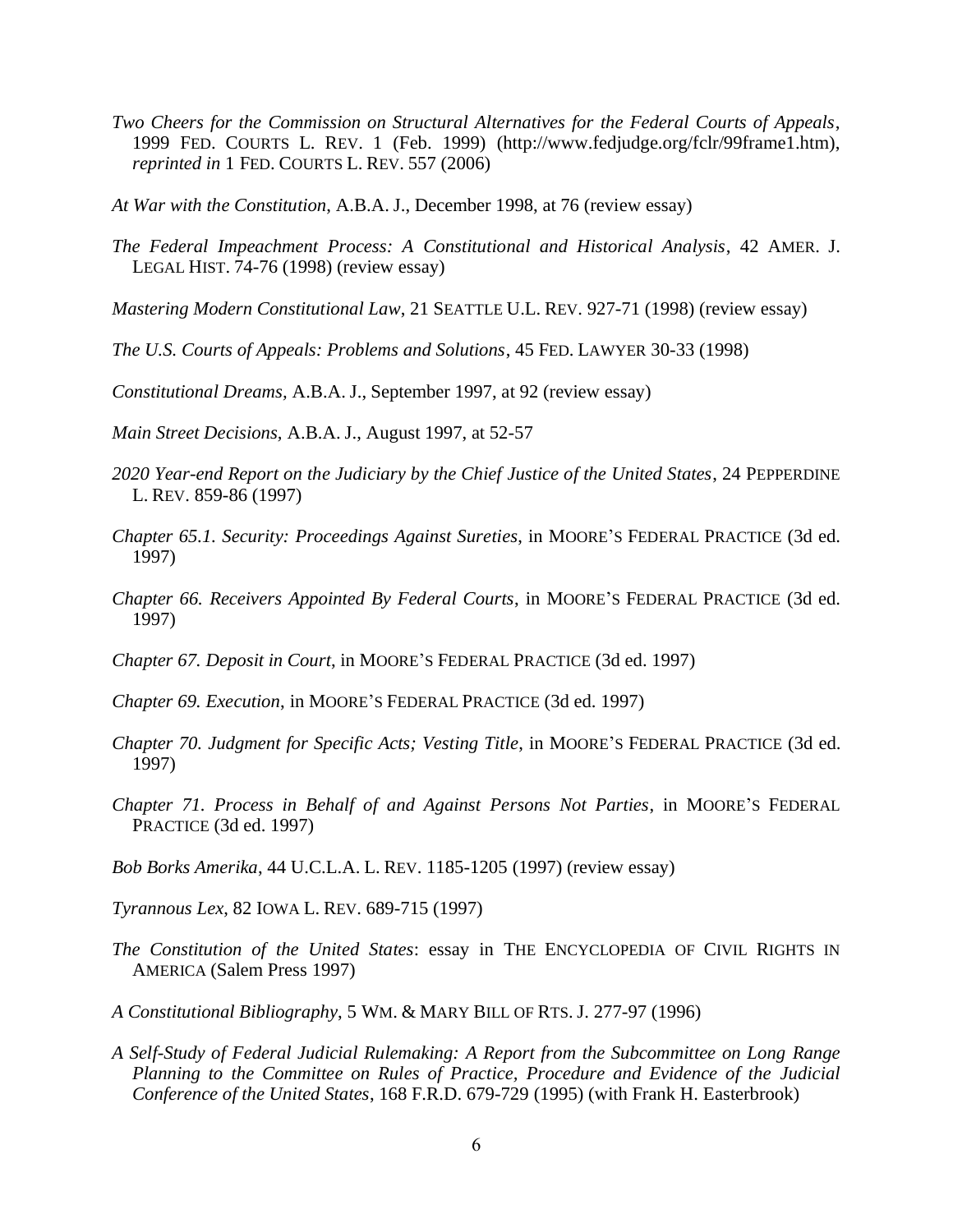*Two Cheers for the Commission on Structural Alternatives for the Federal Courts of Appeals*, 1999 FED. COURTS L. REV. 1 (Feb. 1999) (http://www.fedjudge.org/fclr/99frame1.htm), *reprinted in* 1 FED. COURTS L. REV. 557 (2006)

*At War with the Constitution*, A.B.A. J., December 1998, at 76 (review essay)

*The Federal Impeachment Process: A Constitutional and Historical Analysis*, 42 AMER. J. LEGAL HIST. 74-76 (1998) (review essay)

*Mastering Modern Constitutional Law*, 21 SEATTLE U.L. REV. 927-71 (1998) (review essay)

*The U.S. Courts of Appeals: Problems and Solutions*, 45 FED. LAWYER 30-33 (1998)

*Constitutional Dreams*, A.B.A. J., September 1997, at 92 (review essay)

*Main Street Decisions*, A.B.A. J., August 1997, at 52-57

*2020 Year-end Report on the Judiciary by the Chief Justice of the United States*, 24 PEPPERDINE L. REV. 859-86 (1997)

*Chapter 65.1. Security: Proceedings Against Sureties*, in MOORE'S FEDERAL PRACTICE (3d ed. 1997)

*Chapter 66. Receivers Appointed By Federal Courts*, in MOORE'S FEDERAL PRACTICE (3d ed. 1997)

*Chapter 67. Deposit in Court*, in MOORE'S FEDERAL PRACTICE (3d ed. 1997)

*Chapter 69. Execution*, in MOORE'S FEDERAL PRACTICE (3d ed. 1997)

*Chapter 70. Judgment for Specific Acts; Vesting Title*, in MOORE'S FEDERAL PRACTICE (3d ed. 1997)

*Chapter 71. Process in Behalf of and Against Persons Not Parties*, in MOORE'S FEDERAL PRACTICE (3d ed. 1997)

*Bob Borks Amerika*, 44 U.C.L.A. L. REV. 1185-1205 (1997) (review essay)

*Tyrannous Lex*, 82 IOWA L. REV. 689-715 (1997)

*The Constitution of the United States*: essay in THE ENCYCLOPEDIA OF CIVIL RIGHTS IN AMERICA (Salem Press 1997)

*A Constitutional Bibliography*, 5 WM. & MARY BILL OF RTS. J. 277-97 (1996)

*A Self-Study of Federal Judicial Rulemaking: A Report from the Subcommittee on Long Range Planning to the Committee on Rules of Practice, Procedure and Evidence of the Judicial Conference of the United States*, 168 F.R.D. 679-729 (1995) (with Frank H. Easterbrook)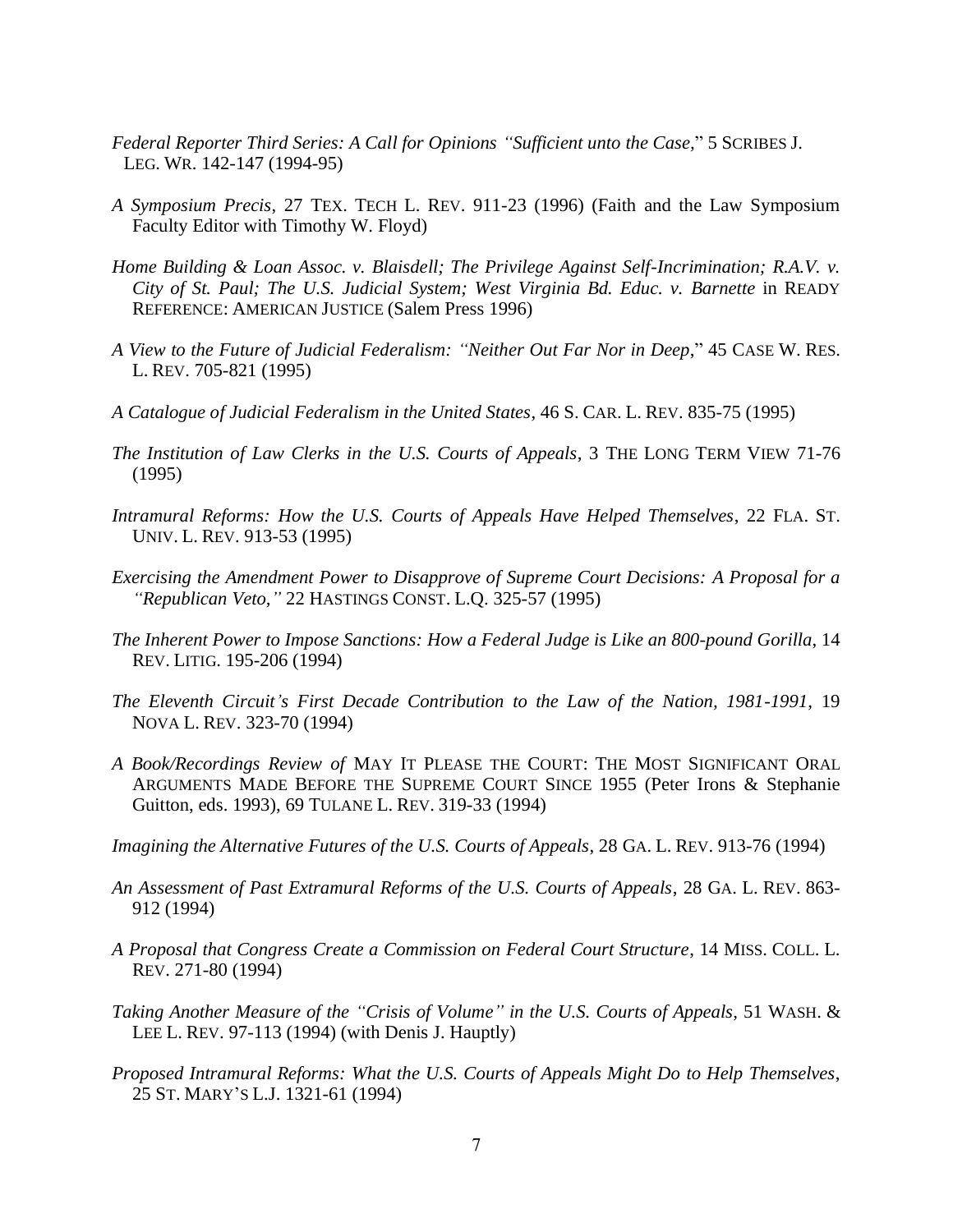*Federal Reporter Third Series: A Call for Opinions "Sufficient unto the Case*," 5 SCRIBES J. LEG. WR. 142-147 (1994-95)

*A Symposium Precis*, 27 TEX. TECH L. REV. 911-23 (1996) (Faith and the Law Symposium Faculty Editor with Timothy W. Floyd)

*Home Building & Loan Assoc. v. Blaisdell; The Privilege Against Self-Incrimination; R.A.V. v. City of St. Paul; The U.S. Judicial System; West Virginia Bd. Educ. v. Barnette* in READY REFERENCE: AMERICAN JUSTICE (Salem Press 1996)

*A View to the Future of Judicial Federalism: "Neither Out Far Nor in Deep*," 45 CASE W. RES. L. REV. 705-821 (1995)

*A Catalogue of Judicial Federalism in the United States*, 46 S. CAR. L. REV. 835-75 (1995)

*The Institution of Law Clerks in the U.S. Courts of Appeals*, 3 THE LONG TERM VIEW 71-76 (1995)

*Intramural Reforms: How the U.S. Courts of Appeals Have Helped Themselves*, 22 FLA. ST. UNIV. L. REV. 913-53 (1995)

*Exercising the Amendment Power to Disapprove of Supreme Court Decisions: A Proposal for a "Republican Veto,"* 22 HASTINGS CONST. L.Q. 325-57 (1995)

*The Inherent Power to Impose Sanctions: How a Federal Judge is Like an 800-pound Gorilla*, 14 REV. LITIG. 195-206 (1994)

*The Eleventh Circuit's First Decade Contribution to the Law of the Nation, 1981-1991*, 19 NOVA L. REV. 323-70 (1994)

*A Book/Recordings Review of* MAY IT PLEASE THE COURT: THE MOST SIGNIFICANT ORAL ARGUMENTS MADE BEFORE THE SUPREME COURT SINCE 1955 (Peter Irons & Stephanie Guitton, eds. 1993), 69 TULANE L. REV. 319-33 (1994)

*Imagining the Alternative Futures of the U.S. Courts of Appeals*, 28 GA. L. REV. 913-76 (1994)

*An Assessment of Past Extramural Reforms of the U.S. Courts of Appeals*, 28 GA. L. REV. 863-912 (1994)

*A Proposal that Congress Create a Commission on Federal Court Structure*, 14 MISS. COLL. L. REV. 271-80 (1994)

*Taking Another Measure of the "Crisis of Volume" in the U.S. Courts of Appeals*, 51 WASH. & LEE L. REV. 97-113 (1994) (with Denis J. Hauptly)

*Proposed Intramural Reforms: What the U.S. Courts of Appeals Might Do to Help Themselves*, 25 ST. MARY'S L.J. 1321-61 (1994)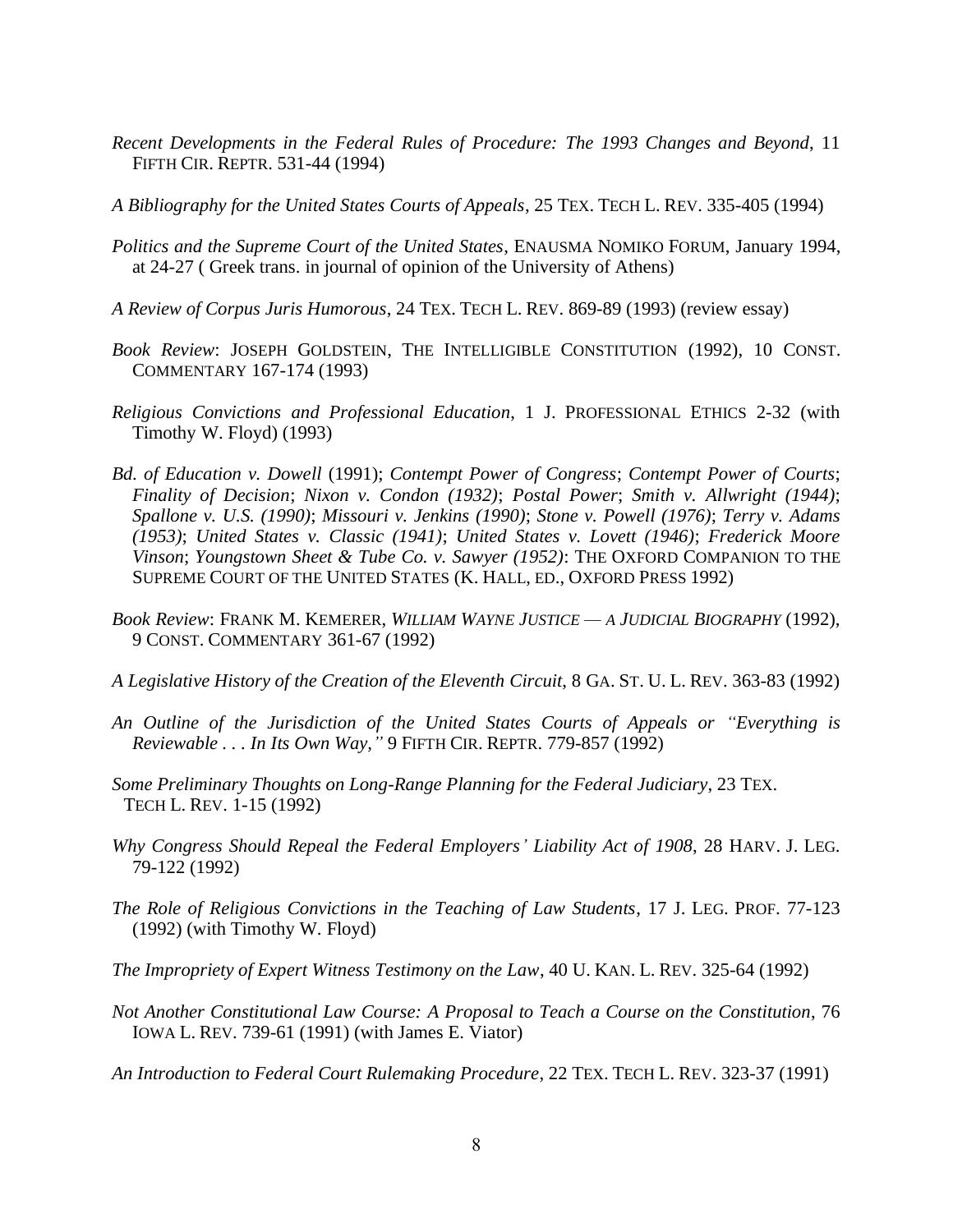*Recent Developments in the Federal Rules of Procedure: The 1993 Changes and Beyond*, 11 FIFTH CIR. REPTR. 531-44 (1994)

*A Bibliography for the United States Courts of Appeals*, 25 TEX. TECH L. REV. 335-405 (1994)

*Politics and the Supreme Court of the United States*, ENAUSMA NOMIKO FORUM, January 1994, at 24-27 ( Greek trans. in journal of opinion of the University of Athens)

*A Review of Corpus Juris Humorous*, 24 TEX. TECH L. REV. 869-89 (1993) (review essay)

*Book Review*: JOSEPH GOLDSTEIN, THE INTELLIGIBLE CONSTITUTION (1992), 10 CONST. COMMENTARY 167-174 (1993)

*Religious Convictions and Professional Education*, 1 J. PROFESSIONAL ETHICS 2-32 (with Timothy W. Floyd) (1993)

*Bd. of Education v. Dowell* (1991); *Contempt Power of Congress*; *Contempt Power of Courts*; *Finality of Decision*; *Nixon v. Condon (1932)*; *Postal Power*; *Smith v. Allwright (1944)*; *Spallone v. U.S. (1990)*; *Missouri v. Jenkins (1990)*; *Stone v. Powell (1976)*; *Terry v. Adams (1953)*; *United States v. Classic (1941)*; *United States v. Lovett (1946)*; *Frederick Moore Vinson*; *Youngstown Sheet & Tube Co. v. Sawyer (1952)*: THE OXFORD COMPANION TO THE SUPREME COURT OF THE UNITED STATES (K. HALL, ED., OXFORD PRESS 1992)

*Book Review*: FRANK M. KEMERER, *WILLIAM WAYNE JUSTICE — A JUDICIAL BIOGRAPHY* (1992), 9 CONST. COMMENTARY 361-67 (1992)

*A Legislative History of the Creation of the Eleventh Circuit*, 8 GA. ST. U. L. REV. 363-83 (1992)

*An Outline of the Jurisdiction of the United States Courts of Appeals or "Everything is Reviewable . . . In Its Own Way,"* 9 FIFTH CIR. REPTR. 779-857 (1992)

*Some Preliminary Thoughts on Long-Range Planning for the Federal Judiciary*, 23 TEX. TECH L. REV. 1-15 (1992)

*Why Congress Should Repeal the Federal Employers' Liability Act of 1908*, 28 HARV. J. LEG. 79-122 (1992)

*The Role of Religious Convictions in the Teaching of Law Students*, 17 J. LEG. PROF. 77-123 (1992) (with Timothy W. Floyd)

*The Impropriety of Expert Witness Testimony on the Law*, 40 U. KAN. L. REV. 325-64 (1992)

*Not Another Constitutional Law Course: A Proposal to Teach a Course on the Constitution*, 76 IOWA L. REV. 739-61 (1991) (with James E. Viator)

*An Introduction to Federal Court Rulemaking Procedure*, 22 TEX. TECH L. REV. 323-37 (1991)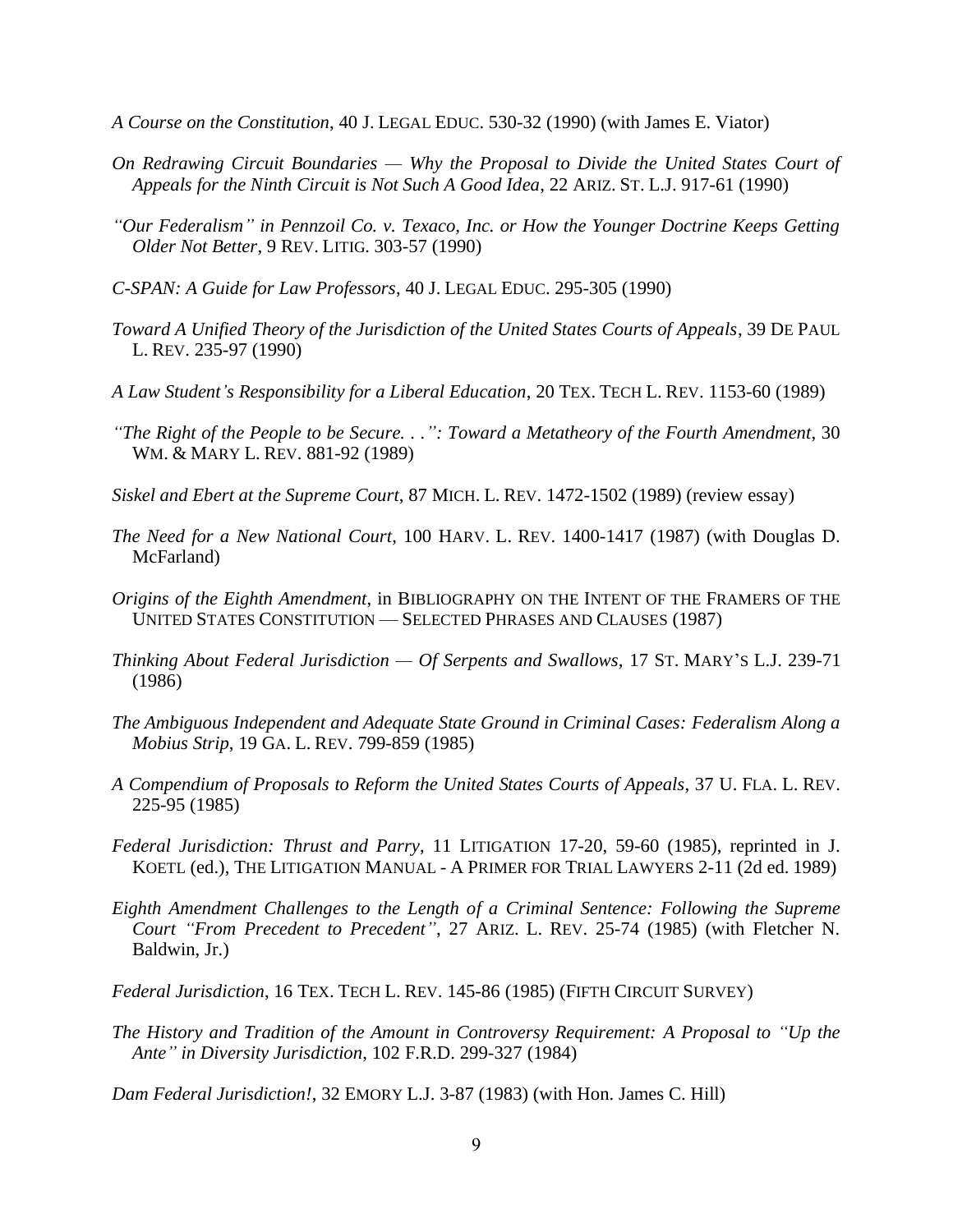*A Course on the Constitution*, 40 J. LEGAL EDUC. 530-32 (1990) (with James E. Viator)

*On Redrawing Circuit Boundaries — Why the Proposal to Divide the United States Court of Appeals for the Ninth Circuit is Not Such A Good Idea*, 22 ARIZ. ST. L.J. 917-61 (1990)

*"Our Federalism" in Pennzoil Co. v. Texaco, Inc. or How the Younger Doctrine Keeps Getting Older Not Better*, 9 REV. LITIG. 303-57 (1990)

*C-SPAN: A Guide for Law Professors*, 40 J. LEGAL EDUC. 295-305 (1990)

*Toward A Unified Theory of the Jurisdiction of the United States Courts of Appeals*, 39 DE PAUL L. REV. 235-97 (1990)

*A Law Student's Responsibility for a Liberal Education*, 20 TEX. TECH L. REV. 1153-60 (1989)

*"The Right of the People to be Secure. . .": Toward a Metatheory of the Fourth Amendment*, 30 WM. & MARY L. REV. 881-92 (1989)

*Siskel and Ebert at the Supreme Court*, 87 MICH. L. REV. 1472-1502 (1989) (review essay)

*The Need for a New National Court*, 100 HARV. L. REV. 1400-1417 (1987) (with Douglas D. McFarland)

*Origins of the Eighth Amendment*, in BIBLIOGRAPHY ON THE INTENT OF THE FRAMERS OF THE UNITED STATES CONSTITUTION — SELECTED PHRASES AND CLAUSES (1987)

*Thinking About Federal Jurisdiction — Of Serpents and Swallows*, 17 ST. MARY'S L.J. 239-71 (1986)

*The Ambiguous Independent and Adequate State Ground in Criminal Cases: Federalism Along a Mobius Strip*, 19 GA. L. REV. 799-859 (1985)

*A Compendium of Proposals to Reform the United States Courts of Appeals*, 37 U. FLA. L. REV. 225-95 (1985)

*Federal Jurisdiction: Thrust and Parry*, 11 LITIGATION 17-20, 59-60 (1985), reprinted in J. KOETL (ed.), THE LITIGATION MANUAL - A PRIMER FOR TRIAL LAWYERS 2-11 (2d ed. 1989)

*Eighth Amendment Challenges to the Length of a Criminal Sentence: Following the Supreme Court "From Precedent to Precedent"*, 27 ARIZ. L. REV. 25-74 (1985) (with Fletcher N. Baldwin, Jr.)

*Federal Jurisdiction*, 16 TEX. TECH L. REV. 145-86 (1985) (FIFTH CIRCUIT SURVEY)

*The History and Tradition of the Amount in Controversy Requirement: A Proposal to "Up the Ante" in Diversity Jurisdiction*, 102 F.R.D. 299-327 (1984)

*Dam Federal Jurisdiction!*, 32 EMORY L.J. 3-87 (1983) (with Hon. James C. Hill)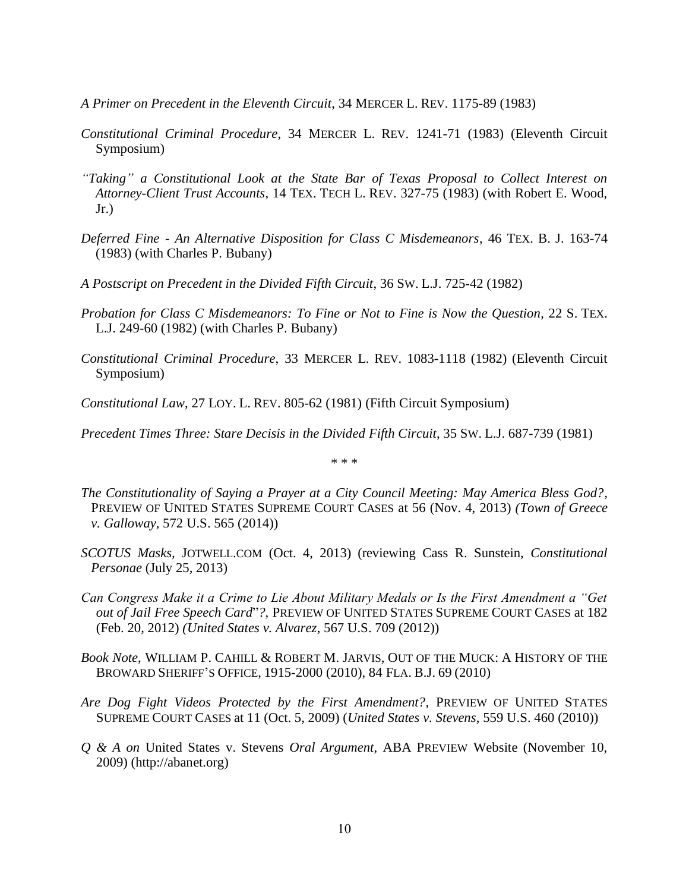*A Primer on Precedent in the Eleventh Circuit*, 34 MERCER L. REV. 1175-89 (1983)

*Constitutional Criminal Procedure*, 34 MERCER L. REV. 1241-71 (1983) (Eleventh Circuit Symposium)

*"Taking" a Constitutional Look at the State Bar of Texas Proposal to Collect Interest on Attorney-Client Trust Accounts*, 14 TEX. TECH L. REV. 327-75 (1983) (with Robert E. Wood, Jr.)

*Deferred Fine - An Alternative Disposition for Class C Misdemeanors*, 46 TEX. B. J. 163-74 (1983) (with Charles P. Bubany)

*A Postscript on Precedent in the Divided Fifth Circuit*, 36 SW. L.J. 725-42 (1982)

*Probation for Class C Misdemeanors: To Fine or Not to Fine is Now the Question*, 22 S. TEX. L.J. 249-60 (1982) (with Charles P. Bubany)

*Constitutional Criminal Procedure*, 33 MERCER L. REV. 1083-1118 (1982) (Eleventh Circuit Symposium)

*Constitutional Law*, 27 LOY. L. REV. 805-62 (1981) (Fifth Circuit Symposium)

*Precedent Times Three: Stare Decisis in the Divided Fifth Circuit*, 35 SW. L.J. 687-739 (1981)

\* \* \*

*The Constitutionality of Saying a Prayer at a City Council Meeting: May America Bless God?*, PREVIEW OF UNITED STATES SUPREME COURT CASES at 56 (Nov. 4, 2013) *(Town of Greece v. Galloway*, 572 U.S. 565 (2014))

*SCOTUS Masks*, JOTWELL.COM (Oct. 4, 2013) (reviewing Cass R. Sunstein, *Constitutional Personae* (July 25, 2013)

*Can Congress Make it a Crime to Lie About Military Medals or Is the First Amendment a "Get out of Jail Free Speech Card"?*, PREVIEW OF UNITED STATES SUPREME COURT CASES at 182 (Feb. 20, 2012) *(United States v. Alvarez*, 567 U.S. 709 (2012))

*Book Note*, WILLIAM P. CAHILL & ROBERT M. JARVIS, OUT OF THE MUCK: A HISTORY OF THE BROWARD SHERIFF'S OFFICE, 1915-2000 (2010), 84 FLA. B.J. 69 (2010)

*Are Dog Fight Videos Protected by the First Amendment?*, PREVIEW OF UNITED STATES SUPREME COURT CASES at 11 (Oct. 5, 2009) (*United States v. Stevens*, 559 U.S. 460 (2010))

*Q & A on* United States v. Stevens *Oral Argument*, ABA PREVIEW Website (November 10, 2009) (http://abanet.org)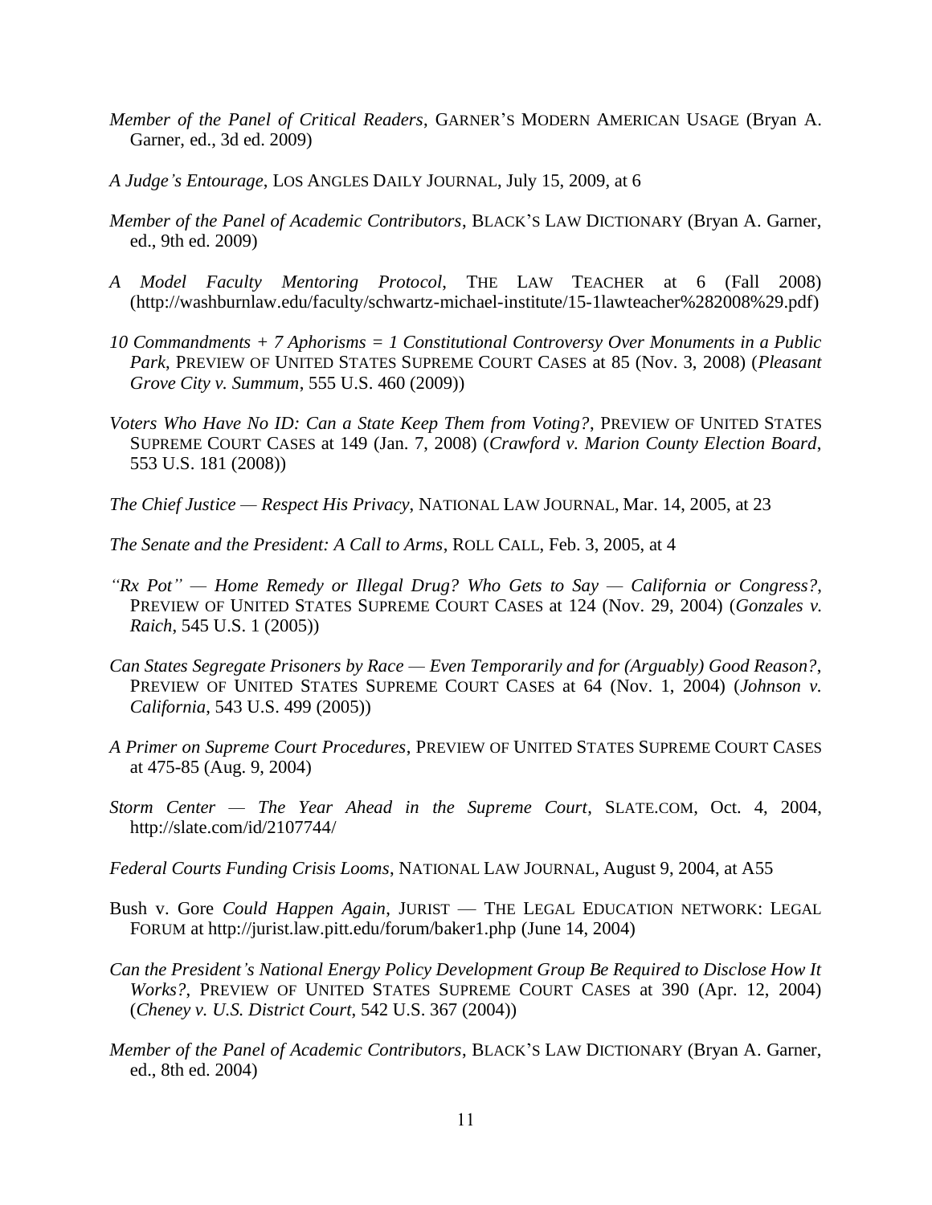*Member of the Panel of Critical Readers*, GARNER'S MODERN AMERICAN USAGE (Bryan A. Garner, ed., 3d ed. 2009)

*A Judge's Entourage*, LOS ANGLES DAILY JOURNAL, July 15, 2009, at 6

*Member of the Panel of Academic Contributors*, BLACK'S LAW DICTIONARY (Bryan A. Garner, ed., 9th ed. 2009)

*A Model Faculty Mentoring Protocol*, THE LAW TEACHER at 6 (Fall 2008) (http://washburnlaw.edu/faculty/schwartz-michael-institute/15-1lawteacher%282008%29.pdf)

*10 Commandments + 7 Aphorisms = 1 Constitutional Controversy Over Monuments in a Public Park*, PREVIEW OF UNITED STATES SUPREME COURT CASES at 85 (Nov. 3, 2008) (*Pleasant Grove City v. Summum*, 555 U.S. 460 (2009))

*Voters Who Have No ID: Can a State Keep Them from Voting?*, PREVIEW OF UNITED STATES SUPREME COURT CASES at 149 (Jan. 7, 2008) (*Crawford v. Marion County Election Board*, 553 U.S. 181 (2008))

*The Chief Justice — Respect His Privacy*, NATIONAL LAW JOURNAL, Mar. 14, 2005, at 23

*The Senate and the President: A Call to Arms*, ROLL CALL, Feb. 3, 2005, at 4

*"Rx Pot" — Home Remedy or Illegal Drug? Who Gets to Say — California or Congress?*, PREVIEW OF UNITED STATES SUPREME COURT CASES at 124 (Nov. 29, 2004) (*Gonzales v. Raich*, 545 U.S. 1 (2005))

*Can States Segregate Prisoners by Race — Even Temporarily and for (Arguably) Good Reason?*, PREVIEW OF UNITED STATES SUPREME COURT CASES at 64 (Nov. 1, 2004) (*Johnson v. California*, 543 U.S. 499 (2005))

*A Primer on Supreme Court Procedures*, PREVIEW OF UNITED STATES SUPREME COURT CASES at 475-85 (Aug. 9, 2004)

*Storm Center — The Year Ahead in the Supreme Court*, SLATE.COM, Oct. 4, 2004, http://slate.com/id/2107744/

*Federal Courts Funding Crisis Looms*, NATIONAL LAW JOURNAL, August 9, 2004, at A55

Bush v. Gore *Could Happen Again*, JURIST — THE LEGAL EDUCATION NETWORK: LEGAL FORUM at http://jurist.law.pitt.edu/forum/baker1.php (June 14, 2004)

*Can the President's National Energy Policy Development Group Be Required to Disclose How It Works?*, PREVIEW OF UNITED STATES SUPREME COURT CASES at 390 (Apr. 12, 2004) (*Cheney v. U.S. District Court*, 542 U.S. 367 (2004))

*Member of the Panel of Academic Contributors*, BLACK'S LAW DICTIONARY (Bryan A. Garner, ed., 8th ed. 2004)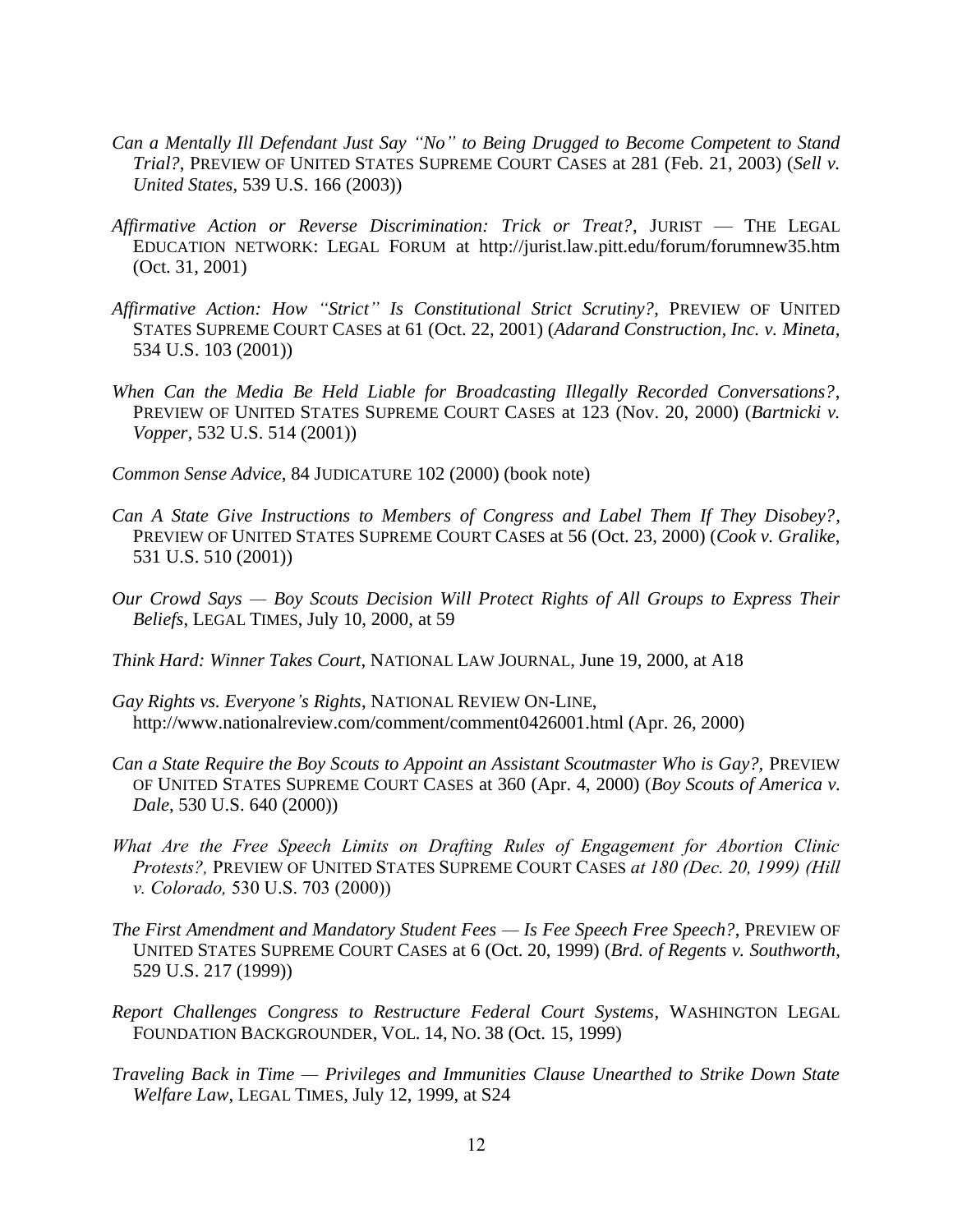*Can a Mentally Ill Defendant Just Say "No" to Being Drugged to Become Competent to Stand Trial?*, PREVIEW OF UNITED STATES SUPREME COURT CASES at 281 (Feb. 21, 2003) (*Sell v. United States*, 539 U.S. 166 (2003))

*Affirmative Action or Reverse Discrimination: Trick or Treat?*, JURIST — THE LEGAL EDUCATION NETWORK: LEGAL FORUM at http://jurist.law.pitt.edu/forum/forumnew35.htm (Oct. 31, 2001)

*Affirmative Action: How "Strict" Is Constitutional Strict Scrutiny?*, PREVIEW OF UNITED STATES SUPREME COURT CASES at 61 (Oct. 22, 2001) (*Adarand Construction, Inc. v. Mineta*, 534 U.S. 103 (2001))

*When Can the Media Be Held Liable for Broadcasting Illegally Recorded Conversations?*, PREVIEW OF UNITED STATES SUPREME COURT CASES at 123 (Nov. 20, 2000) (*Bartnicki v. Vopper*, 532 U.S. 514 (2001))

*Common Sense Advice*, 84 JUDICATURE 102 (2000) (book note)

*Can A State Give Instructions to Members of Congress and Label Them If They Disobey?*, PREVIEW OF UNITED STATES SUPREME COURT CASES at 56 (Oct. 23, 2000) (*Cook v. Gralike*, 531 U.S. 510 (2001))

*Our Crowd Says — Boy Scouts Decision Will Protect Rights of All Groups to Express Their Beliefs*, LEGAL TIMES, July 10, 2000, at 59

*Think Hard: Winner Takes Court*, NATIONAL LAW JOURNAL, June 19, 2000, at A18

*Gay Rights vs. Everyone's Rights*, NATIONAL REVIEW ON-LINE, http://www.nationalreview.com/comment/comment0426001.html (Apr. 26, 2000)

*Can a State Require the Boy Scouts to Appoint an Assistant Scoutmaster Who is Gay?,* PREVIEW OF UNITED STATES SUPREME COURT CASES at 360 (Apr. 4, 2000) (*Boy Scouts of America v. Dale*, 530 U.S. 640 (2000))

*What Are the Free Speech Limits on Drafting Rules of Engagement for Abortion Clinic Protests?,* PREVIEW OF UNITED STATES SUPREME COURT CASES *at 180 (Dec. 20, 1999) (Hill v. Colorado,* 530 U.S. 703 (2000))

*The First Amendment and Mandatory Student Fees — Is Fee Speech Free Speech?*, PREVIEW OF UNITED STATES SUPREME COURT CASES at 6 (Oct. 20, 1999) (*Brd. of Regents v. Southworth*, 529 U.S. 217 (1999))

*Report Challenges Congress to Restructure Federal Court Systems*, WASHINGTON LEGAL FOUNDATION BACKGROUNDER, VOL. 14, NO. 38 (Oct. 15, 1999)

*Traveling Back in Time — Privileges and Immunities Clause Unearthed to Strike Down State Welfare Law*, LEGAL TIMES, July 12, 1999, at S24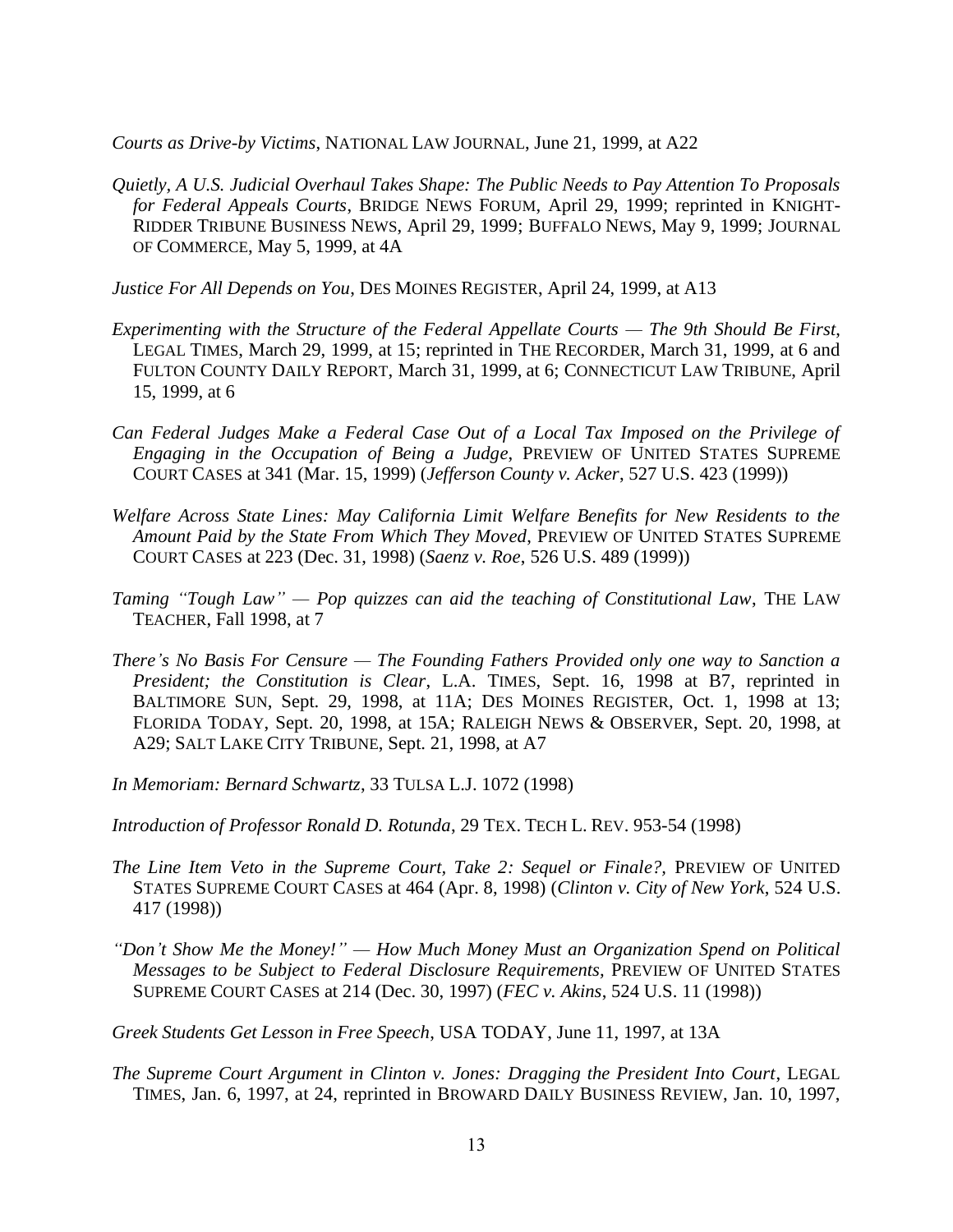*Courts as Drive-by Victims*, NATIONAL LAW JOURNAL, June 21, 1999, at A22

*Quietly, A U.S. Judicial Overhaul Takes Shape: The Public Needs to Pay Attention To Proposals for Federal Appeals Courts*, BRIDGE NEWS FORUM, April 29, 1999; reprinted in KNIGHT-RIDDER TRIBUNE BUSINESS NEWS, April 29, 1999; BUFFALO NEWS, May 9, 1999; JOURNAL OF COMMERCE, May 5, 1999, at 4A

*Justice For All Depends on You*, DES MOINES REGISTER, April 24, 1999, at A13

*Experimenting with the Structure of the Federal Appellate Courts — The 9th Should Be First*, LEGAL TIMES, March 29, 1999, at 15; reprinted in THE RECORDER, March 31, 1999, at 6 and FULTON COUNTY DAILY REPORT, March 31, 1999, at 6; CONNECTICUT LAW TRIBUNE, April 15, 1999, at 6

*Can Federal Judges Make a Federal Case Out of a Local Tax Imposed on the Privilege of Engaging in the Occupation of Being a Judge*, PREVIEW OF UNITED STATES SUPREME COURT CASES at 341 (Mar. 15, 1999) (*Jefferson County v. Acker*, 527 U.S. 423 (1999))

*Welfare Across State Lines: May California Limit Welfare Benefits for New Residents to the Amount Paid by the State From Which They Moved*, PREVIEW OF UNITED STATES SUPREME COURT CASES at 223 (Dec. 31, 1998) (*Saenz v. Roe*, 526 U.S. 489 (1999))

*Taming "Tough Law" — Pop quizzes can aid the teaching of Constitutional Law*, THE LAW TEACHER, Fall 1998, at 7

*There's No Basis For Censure — The Founding Fathers Provided only one way to Sanction a President; the Constitution is Clear*, L.A. TIMES, Sept. 16, 1998 at B7, reprinted in BALTIMORE SUN, Sept. 29, 1998, at 11A; DES MOINES REGISTER, Oct. 1, 1998 at 13; FLORIDA TODAY, Sept. 20, 1998, at 15A; RALEIGH NEWS & OBSERVER, Sept. 20, 1998, at A29; SALT LAKE CITY TRIBUNE, Sept. 21, 1998, at A7

*In Memoriam: Bernard Schwartz*, 33 TULSA L.J. 1072 (1998)

*Introduction of Professor Ronald D. Rotunda*, 29 TEX. TECH L. REV. 953-54 (1998)

*The Line Item Veto in the Supreme Court, Take 2: Sequel or Finale?*, PREVIEW OF UNITED STATES SUPREME COURT CASES at 464 (Apr. 8, 1998) (*Clinton v. City of New York*, 524 U.S. 417 (1998))

*"Don't Show Me the Money!" — How Much Money Must an Organization Spend on Political Messages to be Subject to Federal Disclosure Requirements*, PREVIEW OF UNITED STATES SUPREME COURT CASES at 214 (Dec. 30, 1997) (*FEC v. Akins*, 524 U.S. 11 (1998))

*Greek Students Get Lesson in Free Speech*, USA TODAY, June 11, 1997, at 13A

*The Supreme Court Argument in Clinton v. Jones: Dragging the President Into Court*, LEGAL TIMES, Jan. 6, 1997, at 24, reprinted in BROWARD DAILY BUSINESS REVIEW, Jan. 10, 1997,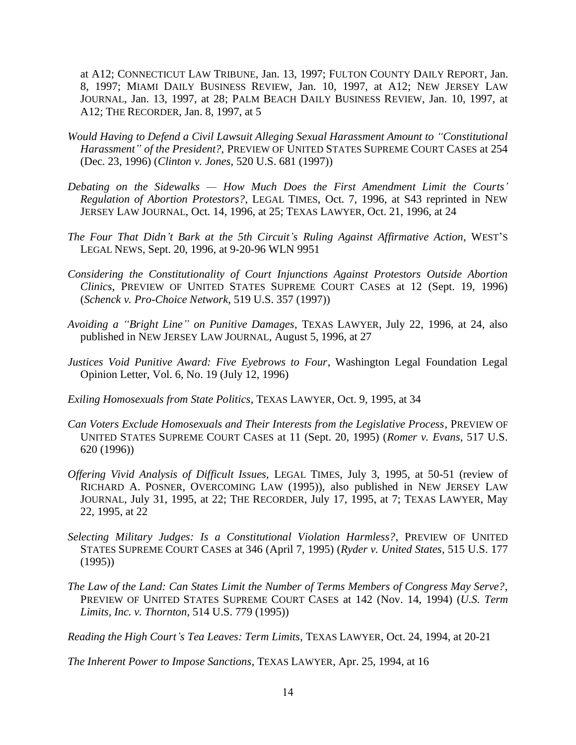at A12; CONNECTICUT LAW TRIBUNE, Jan. 13, 1997; FULTON COUNTY DAILY REPORT, Jan. 8, 1997; MIAMI DAILY BUSINESS REVIEW, Jan. 10, 1997, at A12; NEW JERSEY LAW JOURNAL, Jan. 13, 1997, at 28; PALM BEACH DAILY BUSINESS REVIEW, Jan. 10, 1997, at A12; THE RECORDER, Jan. 8, 1997, at 5

*Would Having to Defend a Civil Lawsuit Alleging Sexual Harassment Amount to "Constitutional Harassment" of the President?*, PREVIEW OF UNITED STATES SUPREME COURT CASES at 254 (Dec. 23, 1996) (*Clinton v. Jones*, 520 U.S. 681 (1997))

*Debating on the Sidewalks — How Much Does the First Amendment Limit the Courts' Regulation of Abortion Protestors?*, LEGAL TIMES, Oct. 7, 1996, at S43 reprinted in NEW JERSEY LAW JOURNAL, Oct. 14, 1996, at 25; TEXAS LAWYER, Oct. 21, 1996, at 24

*The Four That Didn't Bark at the 5th Circuit's Ruling Against Affirmative Action*, WEST'S LEGAL NEWS, Sept. 20, 1996, at 9-20-96 WLN 9951

*Considering the Constitutionality of Court Injunctions Against Protestors Outside Abortion Clinics*, PREVIEW OF UNITED STATES SUPREME COURT CASES at 12 (Sept. 19, 1996) (*Schenck v. Pro-Choice Network*, 519 U.S. 357 (1997))

*Avoiding a "Bright Line" on Punitive Damages*, TEXAS LAWYER, July 22, 1996, at 24, also published in NEW JERSEY LAW JOURNAL, August 5, 1996, at 27

*Justices Void Punitive Award: Five Eyebrows to Four*, Washington Legal Foundation Legal Opinion Letter, Vol. 6, No. 19 (July 12, 1996)

*Exiling Homosexuals from State Politics*, TEXAS LAWYER, Oct. 9, 1995, at 34

*Can Voters Exclude Homosexuals and Their Interests from the Legislative Process*, PREVIEW OF UNITED STATES SUPREME COURT CASES at 11 (Sept. 20, 1995) (*Romer v. Evans*, 517 U.S. 620 (1996))

*Offering Vivid Analysis of Difficult Issues*, LEGAL TIMES, July 3, 1995, at 50-51 (review of RICHARD A. POSNER, OVERCOMING LAW (1995)), also published in NEW JERSEY LAW JOURNAL, July 31, 1995, at 22; THE RECORDER, July 17, 1995, at 7; TEXAS LAWYER, May 22, 1995, at 22

*Selecting Military Judges: Is a Constitutional Violation Harmless?*, PREVIEW OF UNITED STATES SUPREME COURT CASES at 346 (April 7, 1995) (*Ryder v. United States*, 515 U.S. 177 (1995))

*The Law of the Land: Can States Limit the Number of Terms Members of Congress May Serve?*, PREVIEW OF UNITED STATES SUPREME COURT CASES at 142 (Nov. 14, 1994) (*U.S. Term Limits, Inc. v. Thornton*, 514 U.S. 779 (1995))

*Reading the High Court's Tea Leaves: Term Limits*, TEXAS LAWYER, Oct. 24, 1994, at 20-21

*The Inherent Power to Impose Sanctions*, TEXAS LAWYER, Apr. 25, 1994, at 16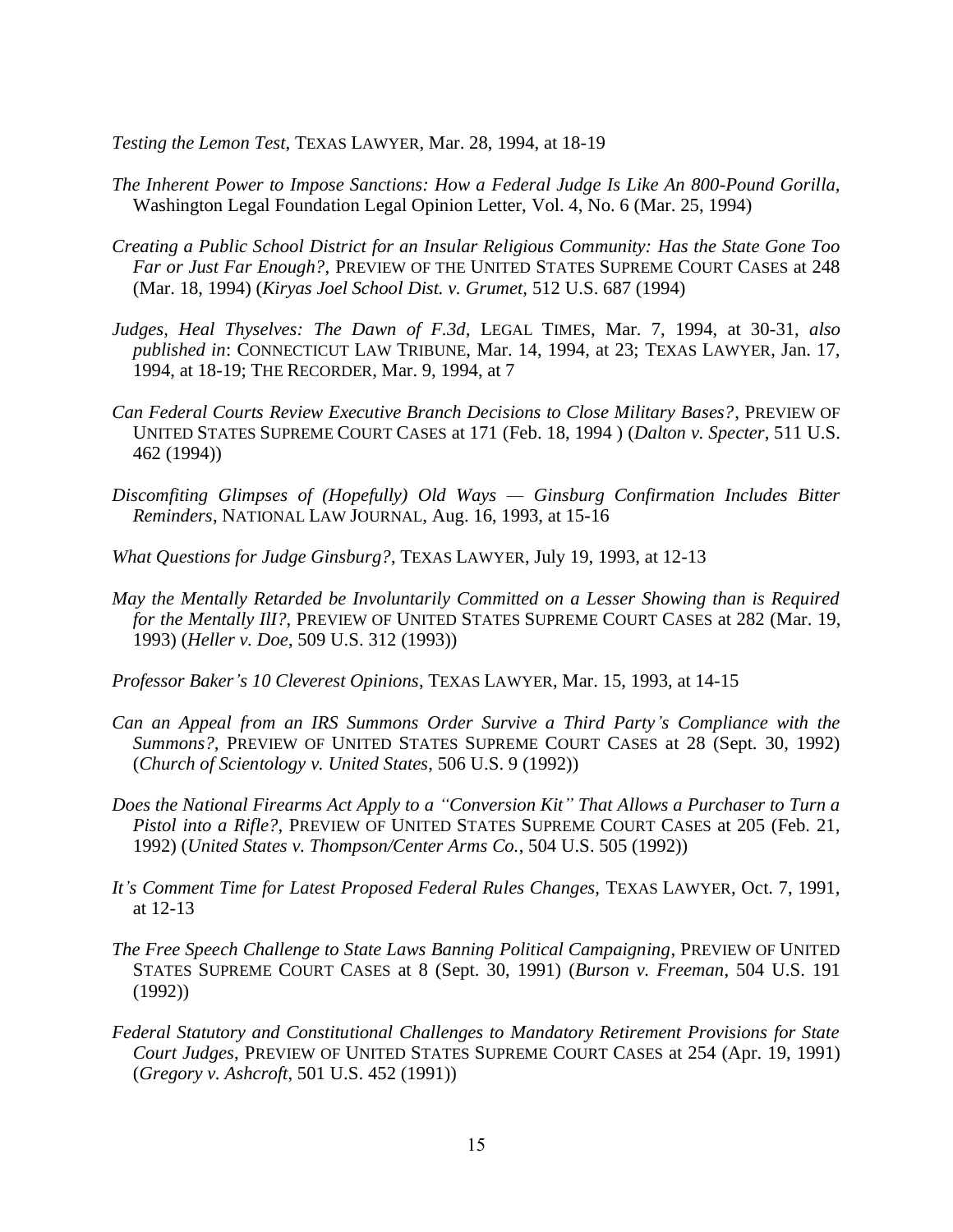*Testing the Lemon Test*, TEXAS LAWYER, Mar. 28, 1994, at 18-19

*The Inherent Power to Impose Sanctions: How a Federal Judge Is Like An 800-Pound Gorilla*, Washington Legal Foundation Legal Opinion Letter, Vol. 4, No. 6 (Mar. 25, 1994)

*Creating a Public School District for an Insular Religious Community: Has the State Gone Too Far or Just Far Enough?*, PREVIEW OF THE UNITED STATES SUPREME COURT CASES at 248 (Mar. 18, 1994) (*Kiryas Joel School Dist. v. Grumet*, 512 U.S. 687 (1994)

*Judges, Heal Thyselves: The Dawn of F.3d*, LEGAL TIMES, Mar. 7, 1994, at 30-31, *also published in*: CONNECTICUT LAW TRIBUNE, Mar. 14, 1994, at 23; TEXAS LAWYER, Jan. 17, 1994, at 18-19; THE RECORDER, Mar. 9, 1994, at 7

*Can Federal Courts Review Executive Branch Decisions to Close Military Bases?*, PREVIEW OF UNITED STATES SUPREME COURT CASES at 171 (Feb. 18, 1994 ) (*Dalton v. Specter*, 511 U.S. 462 (1994))

*Discomfiting Glimpses of (Hopefully) Old Ways — Ginsburg Confirmation Includes Bitter Reminders*, NATIONAL LAW JOURNAL, Aug. 16, 1993, at 15-16

*What Questions for Judge Ginsburg?*, TEXAS LAWYER, July 19, 1993, at 12-13

*May the Mentally Retarded be Involuntarily Committed on a Lesser Showing than is Required for the Mentally Ill?*, PREVIEW OF UNITED STATES SUPREME COURT CASES at 282 (Mar. 19, 1993) (*Heller v. Doe*, 509 U.S. 312 (1993))

*Professor Baker's 10 Cleverest Opinions*, TEXAS LAWYER, Mar. 15, 1993, at 14-15

*Can an Appeal from an IRS Summons Order Survive a Third Party's Compliance with the Summons?*, PREVIEW OF UNITED STATES SUPREME COURT CASES at 28 (Sept. 30, 1992) (*Church of Scientology v. United States*, 506 U.S. 9 (1992))

*Does the National Firearms Act Apply to a "Conversion Kit" That Allows a Purchaser to Turn a Pistol into a Rifle?*, PREVIEW OF UNITED STATES SUPREME COURT CASES at 205 (Feb. 21, 1992) (*United States v. Thompson/Center Arms Co.*, 504 U.S. 505 (1992))

*It's Comment Time for Latest Proposed Federal Rules Changes*, TEXAS LAWYER, Oct. 7, 1991, at 12-13

*The Free Speech Challenge to State Laws Banning Political Campaigning*, PREVIEW OF UNITED STATES SUPREME COURT CASES at 8 (Sept. 30, 1991) (*Burson v. Freeman*, 504 U.S. 191 (1992))

*Federal Statutory and Constitutional Challenges to Mandatory Retirement Provisions for State Court Judges*, PREVIEW OF UNITED STATES SUPREME COURT CASES at 254 (Apr. 19, 1991) (*Gregory v. Ashcroft*, 501 U.S. 452 (1991))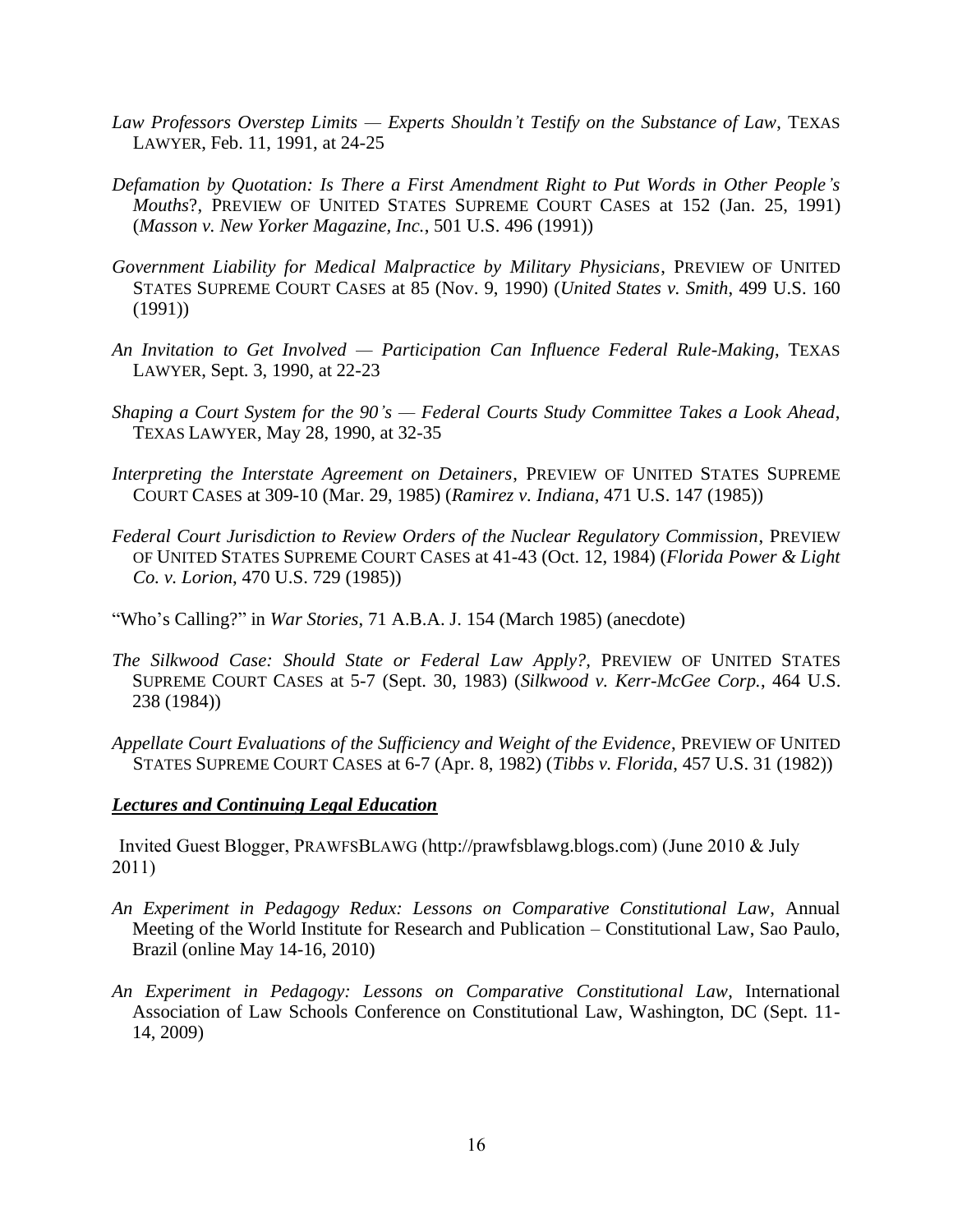*Law Professors Overstep Limits — Experts Shouldn't Testify on the Substance of Law*, TEXAS LAWYER, Feb. 11, 1991, at 24-25

*Defamation by Quotation: Is There a First Amendment Right to Put Words in Other People's Mouths*?, PREVIEW OF UNITED STATES SUPREME COURT CASES at 152 (Jan. 25, 1991) (*Masson v. New Yorker Magazine, Inc.*, 501 U.S. 496 (1991))

*Government Liability for Medical Malpractice by Military Physicians*, PREVIEW OF UNITED STATES SUPREME COURT CASES at 85 (Nov. 9, 1990) (*United States v. Smith*, 499 U.S. 160 (1991))

*An Invitation to Get Involved — Participation Can Influence Federal Rule-Making*, TEXAS LAWYER, Sept. 3, 1990, at 22-23

*Shaping a Court System for the 90's — Federal Courts Study Committee Takes a Look Ahead*, TEXAS LAWYER, May 28, 1990, at 32-35

*Interpreting the Interstate Agreement on Detainers*, PREVIEW OF UNITED STATES SUPREME COURT CASES at 309-10 (Mar. 29, 1985) (*Ramirez v. Indiana*, 471 U.S. 147 (1985))

*Federal Court Jurisdiction to Review Orders of the Nuclear Regulatory Commission*, PREVIEW OF UNITED STATES SUPREME COURT CASES at 41-43 (Oct. 12, 1984) (*Florida Power & Light Co. v. Lorion*, 470 U.S. 729 (1985))

"Who's Calling?" in *War Stories*, 71 A.B.A. J. 154 (March 1985) (anecdote)

*The Silkwood Case: Should State or Federal Law Apply?*, PREVIEW OF UNITED STATES SUPREME COURT CASES at 5-7 (Sept. 30, 1983) (*Silkwood v. Kerr-McGee Corp.*, 464 U.S. 238 (1984))

*Appellate Court Evaluations of the Sufficiency and Weight of the Evidence*, PREVIEW OF UNITED STATES SUPREME COURT CASES at 6-7 (Apr. 8, 1982) (*Tibbs v. Florida*, 457 U.S. 31 (1982))

***Lectures and Continuing Legal Education***

Invited Guest Blogger, PRAWFSBLAWG (http://prawfsblawg.blogs.com) (June 2010 & July 2011)

*An Experiment in Pedagogy Redux: Lessons on Comparative Constitutional Law*, Annual Meeting of the World Institute for Research and Publication – Constitutional Law, Sao Paulo, Brazil (online May 14-16, 2010)

*An Experiment in Pedagogy: Lessons on Comparative Constitutional Law*, International Association of Law Schools Conference on Constitutional Law, Washington, DC (Sept. 11-14, 2009)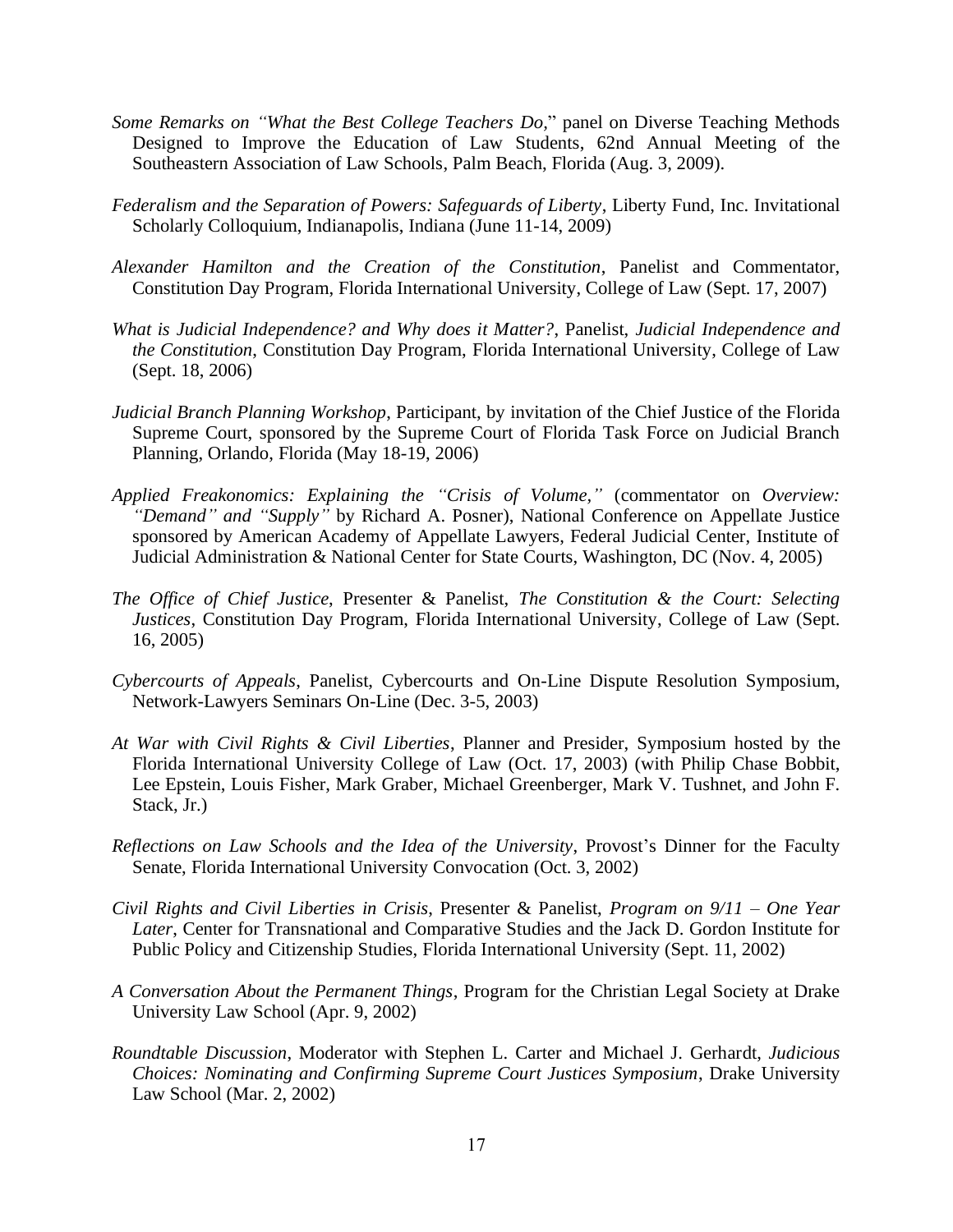*Some Remarks on "What the Best College Teachers Do*," panel on Diverse Teaching Methods Designed to Improve the Education of Law Students, 62nd Annual Meeting of the Southeastern Association of Law Schools, Palm Beach, Florida (Aug. 3, 2009).

*Federalism and the Separation of Powers: Safeguards of Liberty*, Liberty Fund, Inc. Invitational Scholarly Colloquium, Indianapolis, Indiana (June 11-14, 2009)

*Alexander Hamilton and the Creation of the Constitution*, Panelist and Commentator, Constitution Day Program, Florida International University, College of Law (Sept. 17, 2007)

*What is Judicial Independence? and Why does it Matter?*, Panelist, *Judicial Independence and the Constitution*, Constitution Day Program, Florida International University, College of Law (Sept. 18, 2006)

*Judicial Branch Planning Workshop*, Participant, by invitation of the Chief Justice of the Florida Supreme Court, sponsored by the Supreme Court of Florida Task Force on Judicial Branch Planning, Orlando, Florida (May 18-19, 2006)

*Applied Freakonomics: Explaining the "Crisis of Volume,"* (commentator on *Overview: "Demand" and "Supply"* by Richard A. Posner), National Conference on Appellate Justice sponsored by American Academy of Appellate Lawyers, Federal Judicial Center, Institute of Judicial Administration & National Center for State Courts, Washington, DC (Nov. 4, 2005)

*The Office of Chief Justice*, Presenter & Panelist, *The Constitution & the Court: Selecting Justices*, Constitution Day Program, Florida International University, College of Law (Sept. 16, 2005)

*Cybercourts of Appeals*, Panelist, Cybercourts and On-Line Dispute Resolution Symposium, Network-Lawyers Seminars On-Line (Dec. 3-5, 2003)

*At War with Civil Rights & Civil Liberties*, Planner and Presider, Symposium hosted by the Florida International University College of Law (Oct. 17, 2003) (with Philip Chase Bobbit, Lee Epstein, Louis Fisher, Mark Graber, Michael Greenberger, Mark V. Tushnet, and John F. Stack, Jr.)

*Reflections on Law Schools and the Idea of the University*, Provost's Dinner for the Faculty Senate, Florida International University Convocation (Oct. 3, 2002)

*Civil Rights and Civil Liberties in Crisis*, Presenter & Panelist, *Program on 9/11 – One Year Later*, Center for Transnational and Comparative Studies and the Jack D. Gordon Institute for Public Policy and Citizenship Studies, Florida International University (Sept. 11, 2002)

*A Conversation About the Permanent Things*, Program for the Christian Legal Society at Drake University Law School (Apr. 9, 2002)

*Roundtable Discussion*, Moderator with Stephen L. Carter and Michael J. Gerhardt, *Judicious Choices: Nominating and Confirming Supreme Court Justices Symposium*, Drake University Law School (Mar. 2, 2002)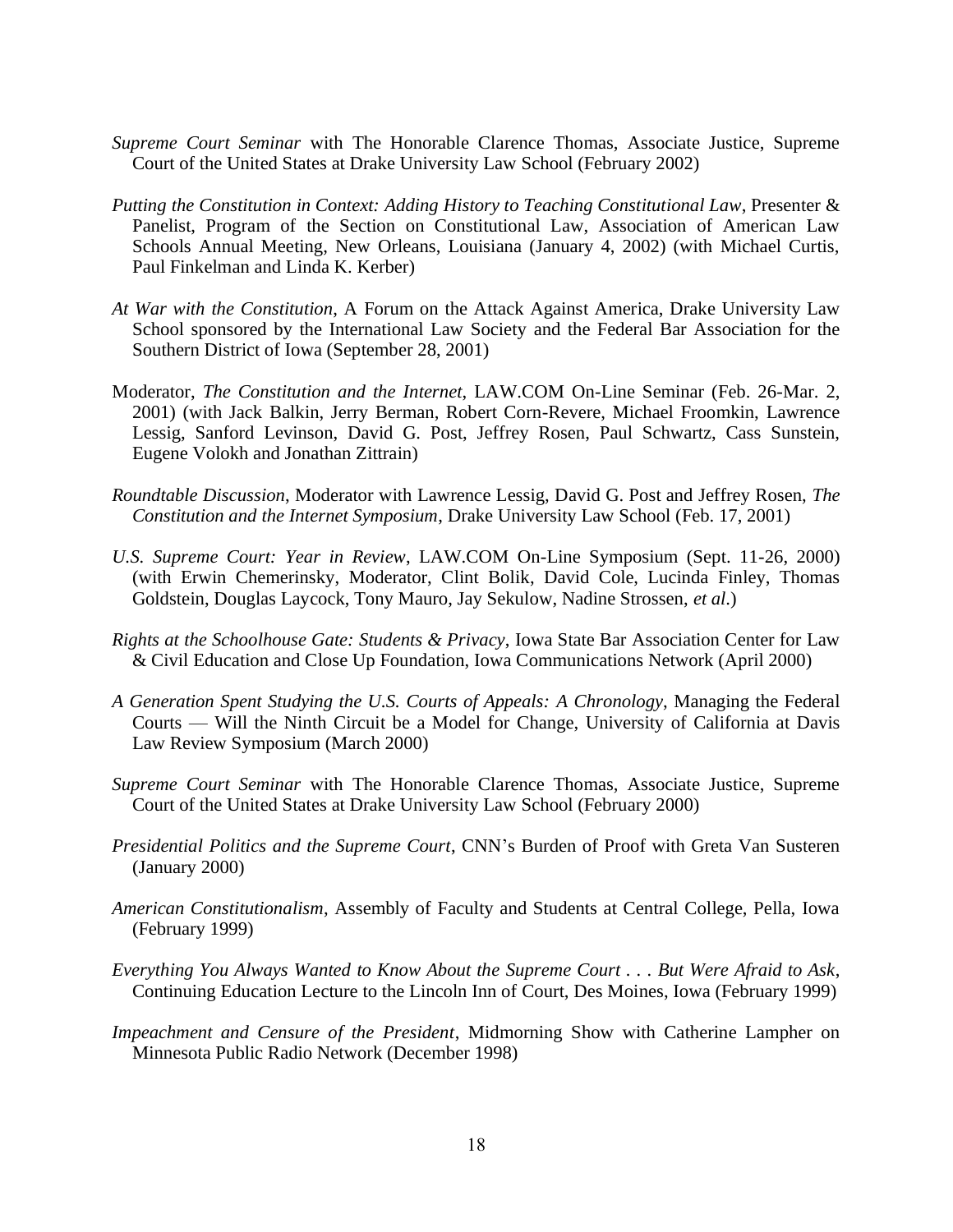*Supreme Court Seminar* with The Honorable Clarence Thomas, Associate Justice, Supreme Court of the United States at Drake University Law School (February 2002)

*Putting the Constitution in Context: Adding History to Teaching Constitutional Law*, Presenter & Panelist, Program of the Section on Constitutional Law, Association of American Law Schools Annual Meeting, New Orleans, Louisiana (January 4, 2002) (with Michael Curtis, Paul Finkelman and Linda K. Kerber)

*At War with the Constitution*, A Forum on the Attack Against America, Drake University Law School sponsored by the International Law Society and the Federal Bar Association for the Southern District of Iowa (September 28, 2001)

Moderator, *The Constitution and the Internet*, LAW.COM On-Line Seminar (Feb. 26-Mar. 2, 2001) (with Jack Balkin, Jerry Berman, Robert Corn-Revere, Michael Froomkin, Lawrence Lessig, Sanford Levinson, David G. Post, Jeffrey Rosen, Paul Schwartz, Cass Sunstein, Eugene Volokh and Jonathan Zittrain)

*Roundtable Discussion*, Moderator with Lawrence Lessig, David G. Post and Jeffrey Rosen, *The Constitution and the Internet Symposium*, Drake University Law School (Feb. 17, 2001)

*U.S. Supreme Court: Year in Review*, LAW.COM On-Line Symposium (Sept. 11-26, 2000) (with Erwin Chemerinsky, Moderator, Clint Bolik, David Cole, Lucinda Finley, Thomas Goldstein, Douglas Laycock, Tony Mauro, Jay Sekulow, Nadine Strossen, *et al*.)

*Rights at the Schoolhouse Gate: Students & Privacy*, Iowa State Bar Association Center for Law & Civil Education and Close Up Foundation, Iowa Communications Network (April 2000)

*A Generation Spent Studying the U.S. Courts of Appeals: A Chronology*, Managing the Federal Courts — Will the Ninth Circuit be a Model for Change, University of California at Davis Law Review Symposium (March 2000)

*Supreme Court Seminar* with The Honorable Clarence Thomas, Associate Justice, Supreme Court of the United States at Drake University Law School (February 2000)

*Presidential Politics and the Supreme Court*, CNN's Burden of Proof with Greta Van Susteren (January 2000)

*American Constitutionalism*, Assembly of Faculty and Students at Central College, Pella, Iowa (February 1999)

*Everything You Always Wanted to Know About the Supreme Court . . . But Were Afraid to Ask*, Continuing Education Lecture to the Lincoln Inn of Court, Des Moines, Iowa (February 1999)

*Impeachment and Censure of the President*, Midmorning Show with Catherine Lampher on Minnesota Public Radio Network (December 1998)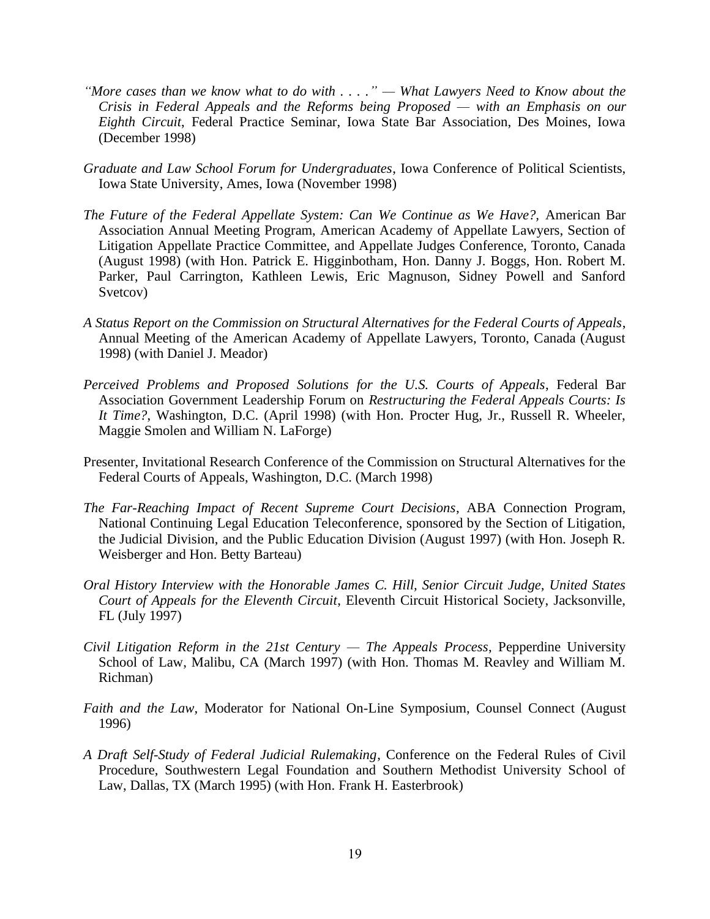*"More cases than we know what to do with . . . ." — What Lawyers Need to Know about the Crisis in Federal Appeals and the Reforms being Proposed — with an Emphasis on our Eighth Circuit*, Federal Practice Seminar, Iowa State Bar Association, Des Moines, Iowa (December 1998)

*Graduate and Law School Forum for Undergraduates*, Iowa Conference of Political Scientists, Iowa State University, Ames, Iowa (November 1998)

*The Future of the Federal Appellate System: Can We Continue as We Have?*, American Bar Association Annual Meeting Program, American Academy of Appellate Lawyers, Section of Litigation Appellate Practice Committee, and Appellate Judges Conference, Toronto, Canada (August 1998) (with Hon. Patrick E. Higginbotham, Hon. Danny J. Boggs, Hon. Robert M. Parker, Paul Carrington, Kathleen Lewis, Eric Magnuson, Sidney Powell and Sanford Svetcov)

*A Status Report on the Commission on Structural Alternatives for the Federal Courts of Appeals*, Annual Meeting of the American Academy of Appellate Lawyers, Toronto, Canada (August 1998) (with Daniel J. Meador)

*Perceived Problems and Proposed Solutions for the U.S. Courts of Appeals*, Federal Bar Association Government Leadership Forum on *Restructuring the Federal Appeals Courts: Is It Time?*, Washington, D.C. (April 1998) (with Hon. Procter Hug, Jr., Russell R. Wheeler, Maggie Smolen and William N. LaForge)

Presenter, Invitational Research Conference of the Commission on Structural Alternatives for the Federal Courts of Appeals, Washington, D.C. (March 1998)

*The Far-Reaching Impact of Recent Supreme Court Decisions*, ABA Connection Program, National Continuing Legal Education Teleconference, sponsored by the Section of Litigation, the Judicial Division, and the Public Education Division (August 1997) (with Hon. Joseph R. Weisberger and Hon. Betty Barteau)

*Oral History Interview with the Honorable James C. Hill, Senior Circuit Judge, United States Court of Appeals for the Eleventh Circuit*, Eleventh Circuit Historical Society, Jacksonville, FL (July 1997)

*Civil Litigation Reform in the 21st Century — The Appeals Process*, Pepperdine University School of Law, Malibu, CA (March 1997) (with Hon. Thomas M. Reavley and William M. Richman)

*Faith and the Law*, Moderator for National On-Line Symposium, Counsel Connect (August 1996)

*A Draft Self-Study of Federal Judicial Rulemaking*, Conference on the Federal Rules of Civil Procedure, Southwestern Legal Foundation and Southern Methodist University School of Law, Dallas, TX (March 1995) (with Hon. Frank H. Easterbrook)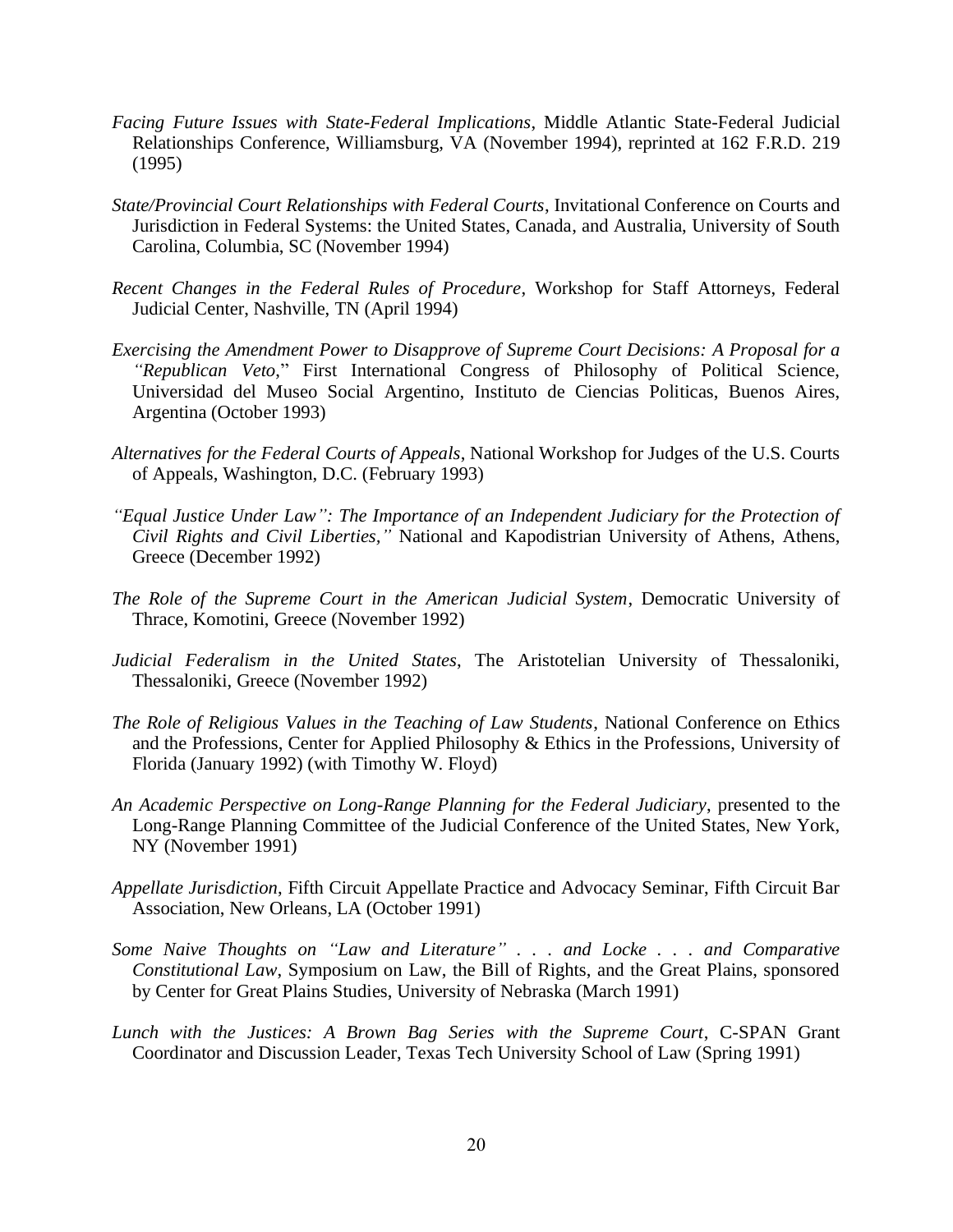*Facing Future Issues with State-Federal Implications*, Middle Atlantic State-Federal Judicial Relationships Conference, Williamsburg, VA (November 1994), reprinted at 162 F.R.D. 219 (1995)

*State/Provincial Court Relationships with Federal Courts*, Invitational Conference on Courts and Jurisdiction in Federal Systems: the United States, Canada, and Australia, University of South Carolina, Columbia, SC (November 1994)

*Recent Changes in the Federal Rules of Procedure*, Workshop for Staff Attorneys, Federal Judicial Center, Nashville, TN (April 1994)

*Exercising the Amendment Power to Disapprove of Supreme Court Decisions: A Proposal for a "Republican Veto*," First International Congress of Philosophy of Political Science, Universidad del Museo Social Argentino, Instituto de Ciencias Politicas, Buenos Aires, Argentina (October 1993)

*Alternatives for the Federal Courts of Appeals*, National Workshop for Judges of the U.S. Courts of Appeals, Washington, D.C. (February 1993)

*"Equal Justice Under Law": The Importance of an Independent Judiciary for the Protection of Civil Rights and Civil Liberties,"* National and Kapodistrian University of Athens, Athens, Greece (December 1992)

*The Role of the Supreme Court in the American Judicial System*, Democratic University of Thrace, Komotini, Greece (November 1992)

*Judicial Federalism in the United States*, The Aristotelian University of Thessaloniki, Thessaloniki, Greece (November 1992)

*The Role of Religious Values in the Teaching of Law Students*, National Conference on Ethics and the Professions, Center for Applied Philosophy & Ethics in the Professions, University of Florida (January 1992) (with Timothy W. Floyd)

*An Academic Perspective on Long-Range Planning for the Federal Judiciary*, presented to the Long-Range Planning Committee of the Judicial Conference of the United States, New York, NY (November 1991)

*Appellate Jurisdiction*, Fifth Circuit Appellate Practice and Advocacy Seminar, Fifth Circuit Bar Association, New Orleans, LA (October 1991)

*Some Naive Thoughts on "Law and Literature" . . . and Locke . . . and Comparative Constitutional Law*, Symposium on Law, the Bill of Rights, and the Great Plains, sponsored by Center for Great Plains Studies, University of Nebraska (March 1991)

*Lunch with the Justices: A Brown Bag Series with the Supreme Court*, C-SPAN Grant Coordinator and Discussion Leader, Texas Tech University School of Law (Spring 1991)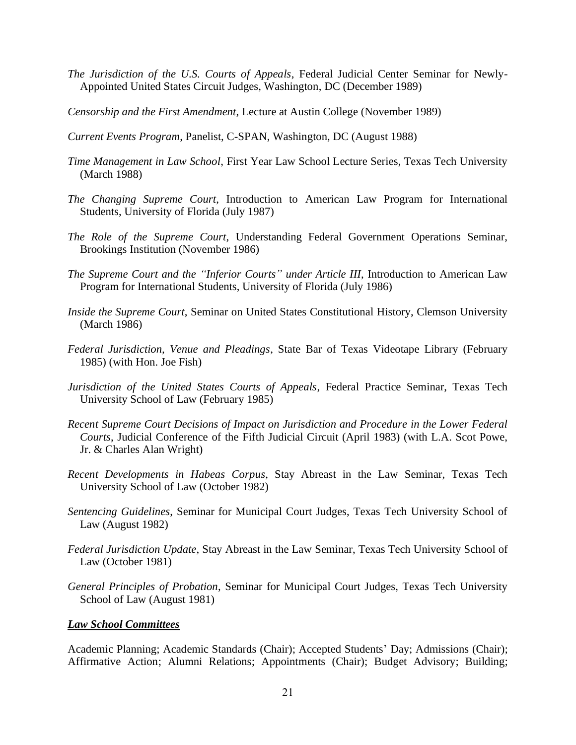*The Jurisdiction of the U.S. Courts of Appeals*, Federal Judicial Center Seminar for Newly-Appointed United States Circuit Judges, Washington, DC (December 1989)

*Censorship and the First Amendment*, Lecture at Austin College (November 1989)

*Current Events Program*, Panelist, C-SPAN, Washington, DC (August 1988)

*Time Management in Law School*, First Year Law School Lecture Series, Texas Tech University (March 1988)

*The Changing Supreme Court*, Introduction to American Law Program for International Students, University of Florida (July 1987)

*The Role of the Supreme Court*, Understanding Federal Government Operations Seminar, Brookings Institution (November 1986)

*The Supreme Court and the "Inferior Courts" under Article III*, Introduction to American Law Program for International Students, University of Florida (July 1986)

*Inside the Supreme Court*, Seminar on United States Constitutional History, Clemson University (March 1986)

*Federal Jurisdiction, Venue and Pleadings*, State Bar of Texas Videotape Library (February 1985) (with Hon. Joe Fish)

*Jurisdiction of the United States Courts of Appeals*, Federal Practice Seminar, Texas Tech University School of Law (February 1985)

*Recent Supreme Court Decisions of Impact on Jurisdiction and Procedure in the Lower Federal Courts*, Judicial Conference of the Fifth Judicial Circuit (April 1983) (with L.A. Scot Powe, Jr. & Charles Alan Wright)

*Recent Developments in Habeas Corpus*, Stay Abreast in the Law Seminar, Texas Tech University School of Law (October 1982)

*Sentencing Guidelines*, Seminar for Municipal Court Judges, Texas Tech University School of Law (August 1982)

*Federal Jurisdiction Update*, Stay Abreast in the Law Seminar, Texas Tech University School of Law (October 1981)

*General Principles of Probation*, Seminar for Municipal Court Judges, Texas Tech University School of Law (August 1981)

***Law School Committees***

Academic Planning; Academic Standards (Chair); Accepted Students' Day; Admissions (Chair); Affirmative Action; Alumni Relations; Appointments (Chair); Budget Advisory; Building;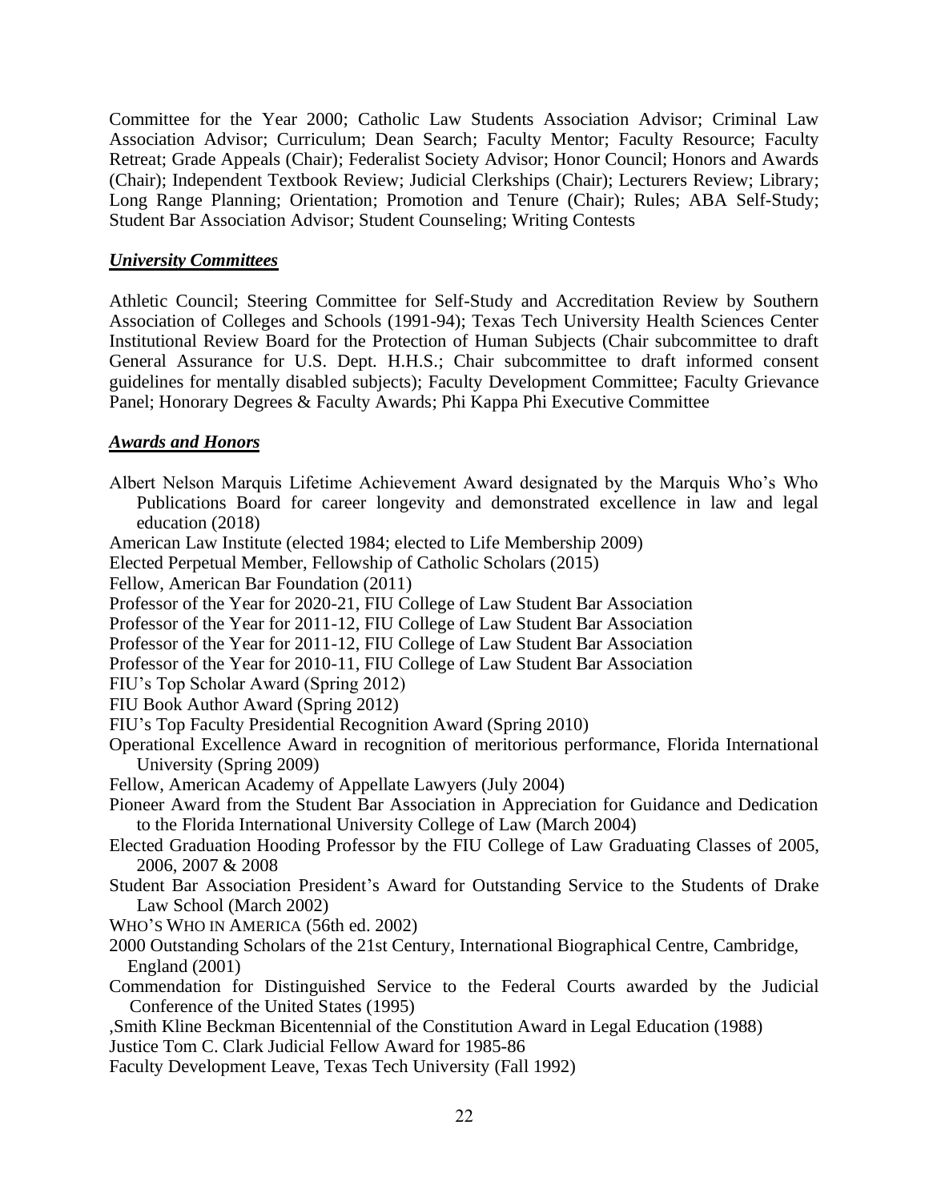Committee for the Year 2000; Catholic Law Students Association Advisor; Criminal Law Association Advisor; Curriculum; Dean Search; Faculty Mentor; Faculty Resource; Faculty Retreat; Grade Appeals (Chair); Federalist Society Advisor; Honor Council; Honors and Awards (Chair); Independent Textbook Review; Judicial Clerkships (Chair); Lecturers Review; Library; Long Range Planning; Orientation; Promotion and Tenure (Chair); Rules; ABA Self-Study; Student Bar Association Advisor; Student Counseling; Writing Contests

***University Committees***

Athletic Council; Steering Committee for Self-Study and Accreditation Review by Southern Association of Colleges and Schools (1991-94); Texas Tech University Health Sciences Center Institutional Review Board for the Protection of Human Subjects (Chair subcommittee to draft General Assurance for U.S. Dept. H.H.S.; Chair subcommittee to draft informed consent guidelines for mentally disabled subjects); Faculty Development Committee; Faculty Grievance Panel; Honorary Degrees & Faculty Awards; Phi Kappa Phi Executive Committee

***Awards and Honors***

Albert Nelson Marquis Lifetime Achievement Award designated by the Marquis Who's Who Publications Board for career longevity and demonstrated excellence in law and legal education (2018)
American Law Institute (elected 1984; elected to Life Membership 2009)
Elected Perpetual Member, Fellowship of Catholic Scholars (2015)
Fellow, American Bar Foundation (2011)
Professor of the Year for 2020-21, FIU College of Law Student Bar Association
Professor of the Year for 2011-12, FIU College of Law Student Bar Association
Professor of the Year for 2011-12, FIU College of Law Student Bar Association
Professor of the Year for 2010-11, FIU College of Law Student Bar Association
FIU's Top Scholar Award (Spring 2012)
FIU Book Author Award (Spring 2012)
FIU's Top Faculty Presidential Recognition Award (Spring 2010)
Operational Excellence Award in recognition of meritorious performance, Florida International University (Spring 2009)
Fellow, American Academy of Appellate Lawyers (July 2004)
Pioneer Award from the Student Bar Association in Appreciation for Guidance and Dedication to the Florida International University College of Law (March 2004)
Elected Graduation Hooding Professor by the FIU College of Law Graduating Classes of 2005, 2006, 2007 & 2008
Student Bar Association President's Award for Outstanding Service to the Students of Drake Law School (March 2002)
WHO'S WHO IN AMERICA (56th ed. 2002)
2000 Outstanding Scholars of the 21st Century, International Biographical Centre, Cambridge, England (2001)
Commendation for Distinguished Service to the Federal Courts awarded by the Judicial Conference of the United States (1995)
,Smith Kline Beckman Bicentennial of the Constitution Award in Legal Education (1988)
Justice Tom C. Clark Judicial Fellow Award for 1985-86
Faculty Development Leave, Texas Tech University (Fall 1992)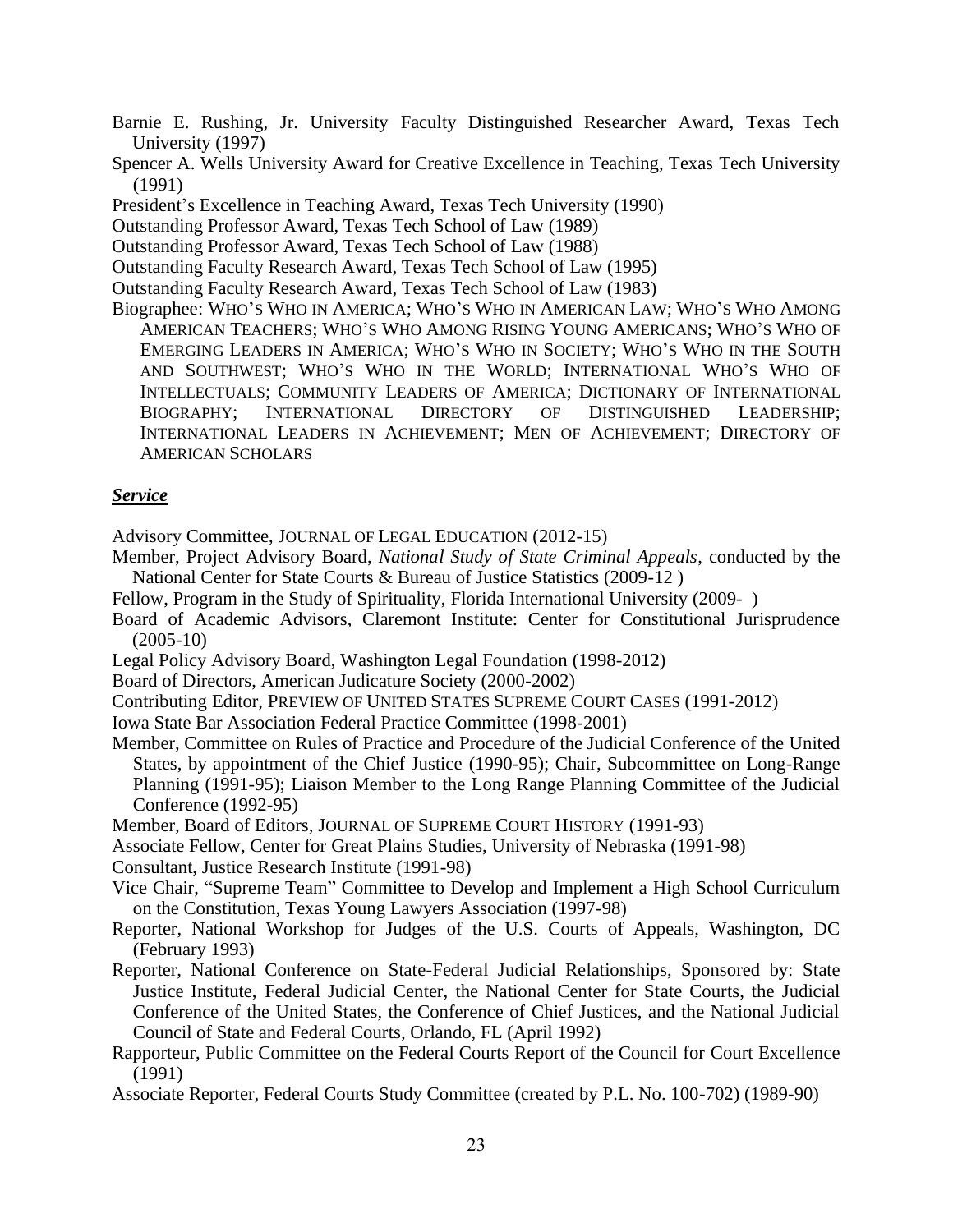Barnie E. Rushing, Jr. University Faculty Distinguished Researcher Award, Texas Tech University (1997)

Spencer A. Wells University Award for Creative Excellence in Teaching, Texas Tech University (1991)

President's Excellence in Teaching Award, Texas Tech University (1990)

Outstanding Professor Award, Texas Tech School of Law (1989)

Outstanding Professor Award, Texas Tech School of Law (1988)

Outstanding Faculty Research Award, Texas Tech School of Law (1995)

Outstanding Faculty Research Award, Texas Tech School of Law (1983)

Biographee: WHO'S WHO IN AMERICA; WHO'S WHO IN AMERICAN LAW; WHO'S WHO AMONG AMERICAN TEACHERS; WHO'S WHO AMONG RISING YOUNG AMERICANS; WHO'S WHO OF EMERGING LEADERS IN AMERICA; WHO'S WHO IN SOCIETY; WHO'S WHO IN THE SOUTH AND SOUTHWEST; WHO'S WHO IN THE WORLD; INTERNATIONAL WHO'S WHO OF INTELLECTUALS; COMMUNITY LEADERS OF AMERICA; DICTIONARY OF INTERNATIONAL BIOGRAPHY; INTERNATIONAL DIRECTORY OF DISTINGUISHED LEADERSHIP; INTERNATIONAL LEADERS IN ACHIEVEMENT; MEN OF ACHIEVEMENT; DIRECTORY OF AMERICAN SCHOLARS

## ***Service***

Advisory Committee, JOURNAL OF LEGAL EDUCATION (2012-15)

Member, Project Advisory Board, *National Study of State Criminal Appeals*, conducted by the National Center for State Courts & Bureau of Justice Statistics (2009-12 )

Fellow, Program in the Study of Spirituality, Florida International University (2009- )

Board of Academic Advisors, Claremont Institute: Center for Constitutional Jurisprudence (2005-10)

Legal Policy Advisory Board, Washington Legal Foundation (1998-2012)

Board of Directors, American Judicature Society (2000-2002)

Contributing Editor, PREVIEW OF UNITED STATES SUPREME COURT CASES (1991-2012)

Iowa State Bar Association Federal Practice Committee (1998-2001)

Member, Committee on Rules of Practice and Procedure of the Judicial Conference of the United States, by appointment of the Chief Justice (1990-95); Chair, Subcommittee on Long-Range Planning (1991-95); Liaison Member to the Long Range Planning Committee of the Judicial Conference (1992-95)

Member, Board of Editors, JOURNAL OF SUPREME COURT HISTORY (1991-93)

Associate Fellow, Center for Great Plains Studies, University of Nebraska (1991-98)

Consultant, Justice Research Institute (1991-98)

Vice Chair, "Supreme Team" Committee to Develop and Implement a High School Curriculum on the Constitution, Texas Young Lawyers Association (1997-98)

Reporter, National Workshop for Judges of the U.S. Courts of Appeals, Washington, DC (February 1993)

Reporter, National Conference on State-Federal Judicial Relationships, Sponsored by: State Justice Institute, Federal Judicial Center, the National Center for State Courts, the Judicial Conference of the United States, the Conference of Chief Justices, and the National Judicial Council of State and Federal Courts, Orlando, FL (April 1992)

Rapporteur, Public Committee on the Federal Courts Report of the Council for Court Excellence (1991)

Associate Reporter, Federal Courts Study Committee (created by P.L. No. 100-702) (1989-90)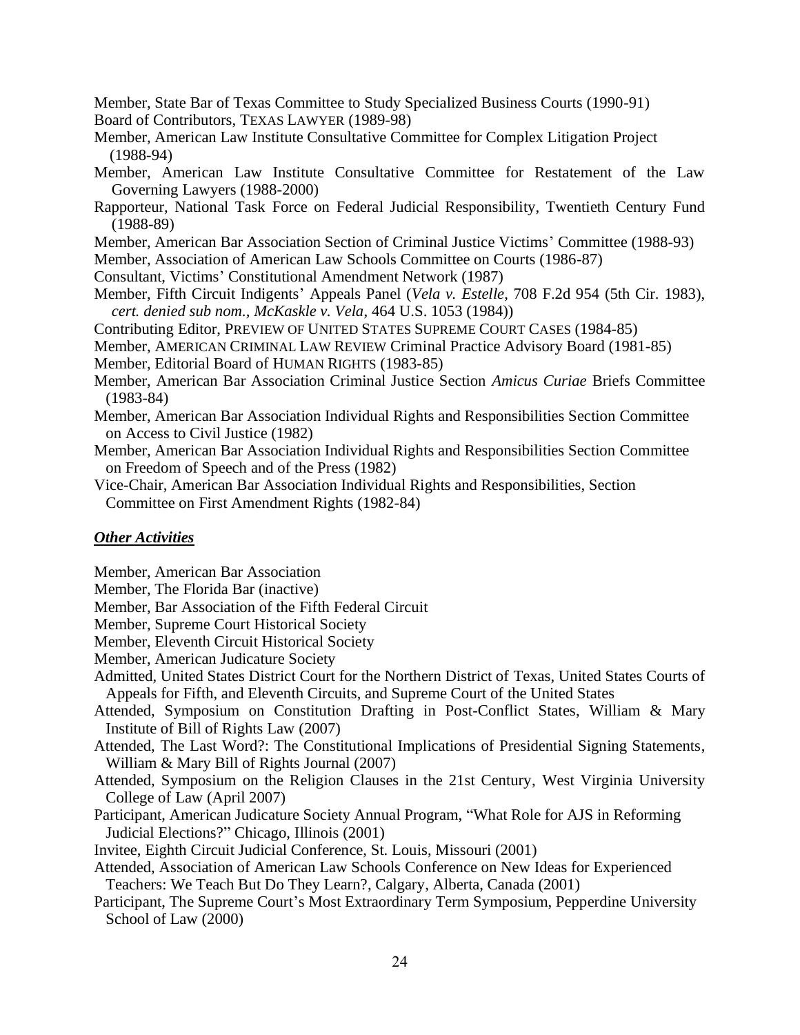Member, State Bar of Texas Committee to Study Specialized Business Courts (1990-91)

Board of Contributors, TEXAS LAWYER (1989-98)

Member, American Law Institute Consultative Committee for Complex Litigation Project (1988-94)

Member, American Law Institute Consultative Committee for Restatement of the Law Governing Lawyers (1988-2000)

Rapporteur, National Task Force on Federal Judicial Responsibility, Twentieth Century Fund (1988-89)

Member, American Bar Association Section of Criminal Justice Victims' Committee (1988-93)

Member, Association of American Law Schools Committee on Courts (1986-87)

Consultant, Victims' Constitutional Amendment Network (1987)

Member, Fifth Circuit Indigents' Appeals Panel (*Vela v. Estelle*, 708 F.2d 954 (5th Cir. 1983), *cert. denied sub nom., McKaskle v. Vela*, 464 U.S. 1053 (1984))

Contributing Editor, PREVIEW OF UNITED STATES SUPREME COURT CASES (1984-85)

Member, AMERICAN CRIMINAL LAW REVIEW Criminal Practice Advisory Board (1981-85)

Member, Editorial Board of HUMAN RIGHTS (1983-85)

Member, American Bar Association Criminal Justice Section *Amicus Curiae* Briefs Committee (1983-84)

Member, American Bar Association Individual Rights and Responsibilities Section Committee on Access to Civil Justice (1982)

Member, American Bar Association Individual Rights and Responsibilities Section Committee on Freedom of Speech and of the Press (1982)

Vice-Chair, American Bar Association Individual Rights and Responsibilities, Section Committee on First Amendment Rights (1982-84)

***Other Activities***

Member, American Bar Association

Member, The Florida Bar (inactive)

Member, Bar Association of the Fifth Federal Circuit

Member, Supreme Court Historical Society

Member, Eleventh Circuit Historical Society

Member, American Judicature Society

Admitted, United States District Court for the Northern District of Texas, United States Courts of Appeals for Fifth, and Eleventh Circuits, and Supreme Court of the United States

Attended, Symposium on Constitution Drafting in Post-Conflict States, William & Mary Institute of Bill of Rights Law (2007)

Attended, The Last Word?: The Constitutional Implications of Presidential Signing Statements, William & Mary Bill of Rights Journal (2007)

Attended, Symposium on the Religion Clauses in the 21st Century, West Virginia University College of Law (April 2007)

Participant, American Judicature Society Annual Program, "What Role for AJS in Reforming Judicial Elections?" Chicago, Illinois (2001)

Invitee, Eighth Circuit Judicial Conference, St. Louis, Missouri (2001)

Attended, Association of American Law Schools Conference on New Ideas for Experienced Teachers: We Teach But Do They Learn?, Calgary, Alberta, Canada (2001)

Participant, The Supreme Court's Most Extraordinary Term Symposium, Pepperdine University School of Law (2000)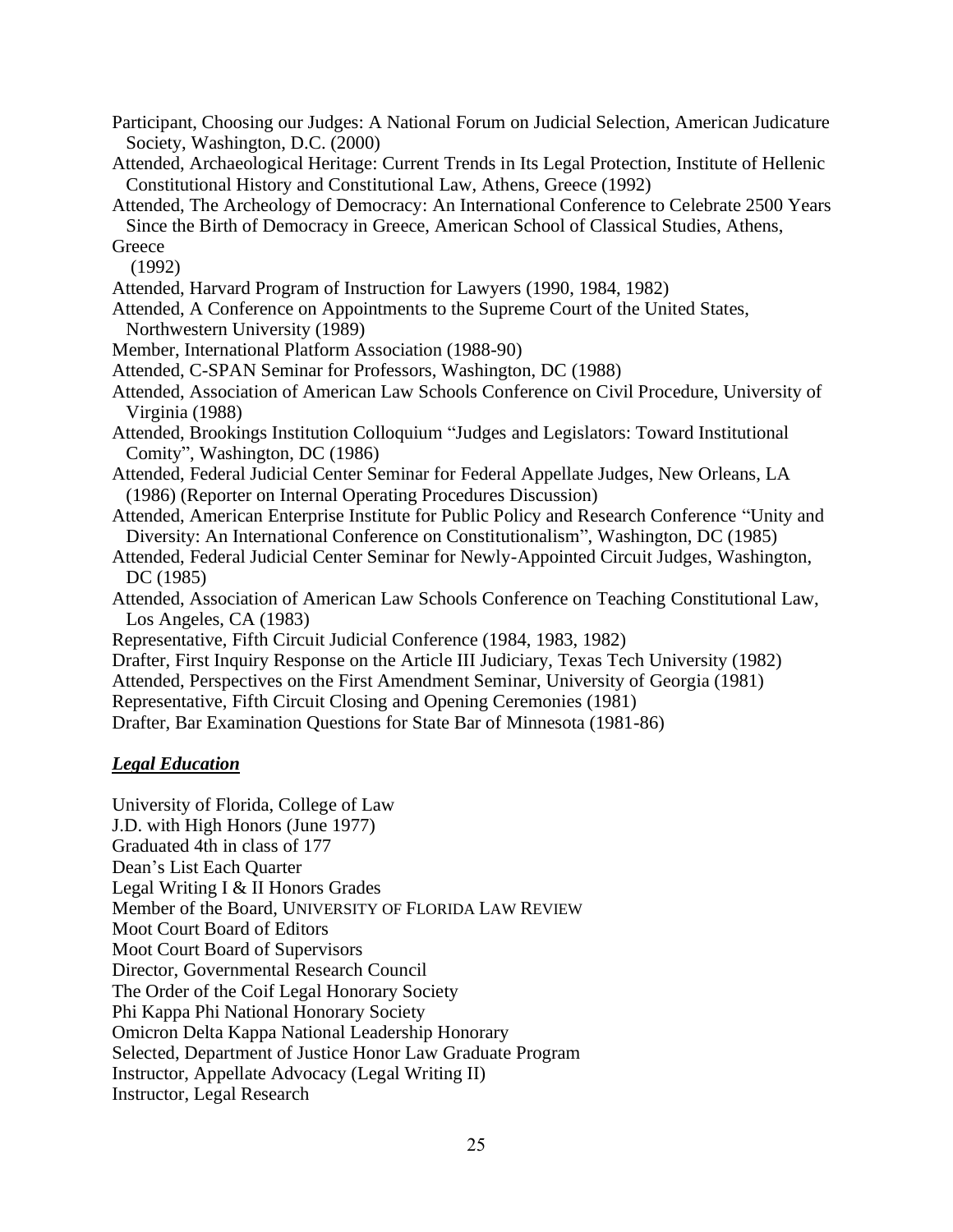Participant, Choosing our Judges: A National Forum on Judicial Selection, American Judicature Society, Washington, D.C. (2000)

Attended, Archaeological Heritage: Current Trends in Its Legal Protection, Institute of Hellenic Constitutional History and Constitutional Law, Athens, Greece (1992)

Attended, The Archeology of Democracy: An International Conference to Celebrate 2500 Years Since the Birth of Democracy in Greece, American School of Classical Studies, Athens, Greece (1992)

Attended, Harvard Program of Instruction for Lawyers (1990, 1984, 1982)

Attended, A Conference on Appointments to the Supreme Court of the United States, Northwestern University (1989)

Member, International Platform Association (1988-90)

Attended, C-SPAN Seminar for Professors, Washington, DC (1988)

Attended, Association of American Law Schools Conference on Civil Procedure, University of Virginia (1988)

Attended, Brookings Institution Colloquium "Judges and Legislators: Toward Institutional Comity", Washington, DC (1986)

Attended, Federal Judicial Center Seminar for Federal Appellate Judges, New Orleans, LA (1986) (Reporter on Internal Operating Procedures Discussion)

Attended, American Enterprise Institute for Public Policy and Research Conference "Unity and Diversity: An International Conference on Constitutionalism", Washington, DC (1985)

Attended, Federal Judicial Center Seminar for Newly-Appointed Circuit Judges, Washington, DC (1985)

Attended, Association of American Law Schools Conference on Teaching Constitutional Law, Los Angeles, CA (1983)

Representative, Fifth Circuit Judicial Conference (1984, 1983, 1982)

Drafter, First Inquiry Response on the Article III Judiciary, Texas Tech University (1982)

Attended, Perspectives on the First Amendment Seminar, University of Georgia (1981)

Representative, Fifth Circuit Closing and Opening Ceremonies (1981)

Drafter, Bar Examination Questions for State Bar of Minnesota (1981-86)

## ***Legal Education***

University of Florida, College of Law
J.D. with High Honors (June 1977)
Graduated 4th in class of 177
Dean's List Each Quarter
Legal Writing I & II Honors Grades
Member of the Board, UNIVERSITY OF FLORIDA LAW REVIEW
Moot Court Board of Editors
Moot Court Board of Supervisors
Director, Governmental Research Council
The Order of the Coif Legal Honorary Society
Phi Kappa Phi National Honorary Society
Omicron Delta Kappa National Leadership Honorary
Selected, Department of Justice Honor Law Graduate Program
Instructor, Appellate Advocacy (Legal Writing II)
Instructor, Legal Research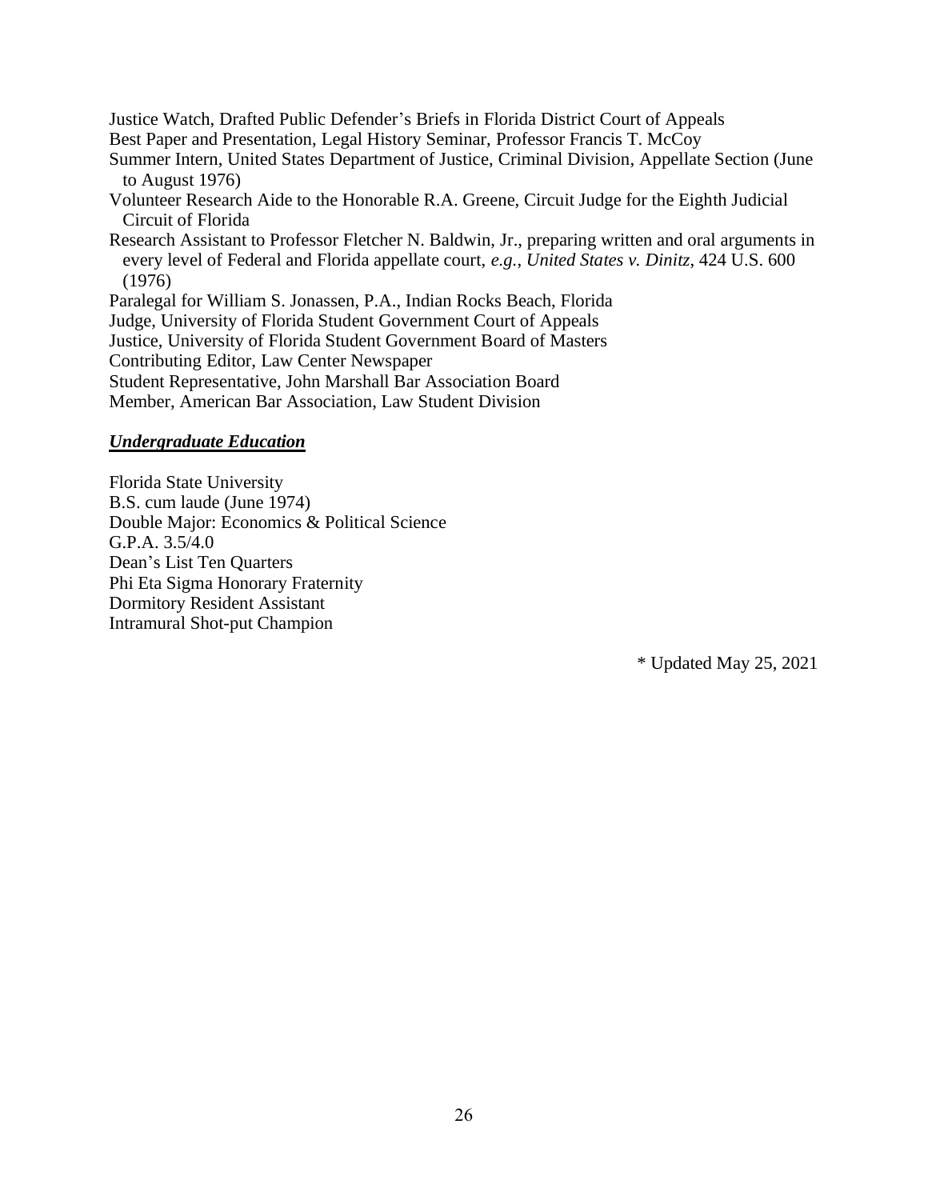Justice Watch, Drafted Public Defender's Briefs in Florida District Court of Appeals
Best Paper and Presentation, Legal History Seminar, Professor Francis T. McCoy
Summer Intern, United States Department of Justice, Criminal Division, Appellate Section (June to August 1976)
Volunteer Research Aide to the Honorable R.A. Greene, Circuit Judge for the Eighth Judicial Circuit of Florida
Research Assistant to Professor Fletcher N. Baldwin, Jr., preparing written and oral arguments in every level of Federal and Florida appellate court, *e.g.*, *United States v. Dinitz*, 424 U.S. 600 (1976)
Paralegal for William S. Jonassen, P.A., Indian Rocks Beach, Florida
Judge, University of Florida Student Government Court of Appeals
Justice, University of Florida Student Government Board of Masters
Contributing Editor, Law Center Newspaper
Student Representative, John Marshall Bar Association Board
Member, American Bar Association, Law Student Division

***Undergraduate Education***

Florida State University
B.S. cum laude (June 1974)
Double Major: Economics & Political Science
G.P.A. 3.5/4.0
Dean's List Ten Quarters
Phi Eta Sigma Honorary Fraternity
Dormitory Resident Assistant
Intramural Shot-put Champion

\* Updated May 25, 2021